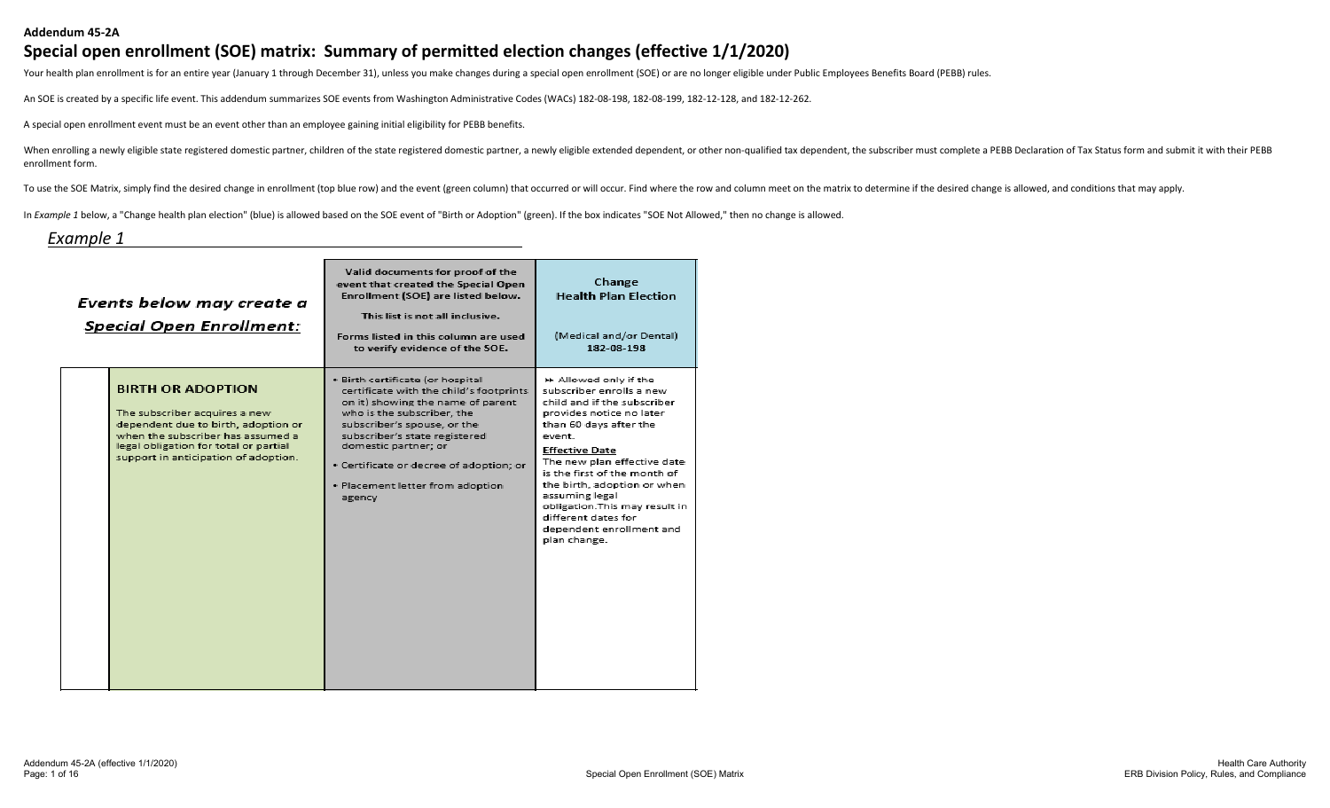**Addendum 45-2A**

# Special open enrollment (SOE) matrix: Summary of permitted election changes (effective 1/1/2020)

Your health plan enrollment is for an entire year (January 1 through December 31), unless you make changes during a special open enrollment (SOE) or are no longer eligible under Public Employees Benefits Board (PEBB) rules.

An SOE is created by a specific life event. This addendum summarizes SOE events from Washington Administrative Codes (WACs) 182-08-198, 182-08-199, 182-12-128, and 182-12-262.

A special open enrollment event must be an event other than an employee gaining initial eligibility for PEBB benefits.

When enrolling a newly eligible state registered domestic partner, children of the state registered domestic partner, a newly eligible extended dependent, or other non-qualified tax dependent, the subscriber must complete a PEBB Declaration of Tax Status form and submit it with their PEBB enrollment form.

To use the SOE Matrix, simply find the desired change in enrollment (top blue row) and the event (green column) that occurred or will occur. Find where the row and column meet on the matrix to determine if the desired change is allowed, and conditions that may apply.

In *Example 1* below, a "Change health plan election" (blue) is allowed based on the SOE event of "Birth or Adoption" (green). If the box indicates "SOE Not Allowed," then no change is allowed.

## *Example 1*

| ***Events below may create a Special Open Enrollment:*** | **Valid documents for proof of the event that created the Special Open Enrollment (SOE) are listed below.** **This list is not all inclusive.** **Forms listed in this column are used to verify evidence of the SOE.** | **Change Health Plan Election** (Medical and/or Dental) 182-08-198 |
|---|---|---|
| **BIRTH OR ADOPTION** The subscriber acquires a new dependent due to birth, adoption or when the subscriber has assumed a legal obligation for total or partial support in anticipation of adoption. | • Birth certificate (or hospital certificate with the child's footprints on it) showing the name of parent who is the subscriber, the subscriber's spouse, or the subscriber's state registered domestic partner; or<br>• Certificate or decree of adoption; or<br>• Placement letter from adoption agency | ►► Allowed only if the subscriber enrolls a new child and if the subscriber provides notice no later than 60 days after the event.<br>**Effective Date**<br>The new plan effective date is the first of the month of the birth, adoption or when assuming legal obligation.This may result in different dates for dependent enrollment and plan change. |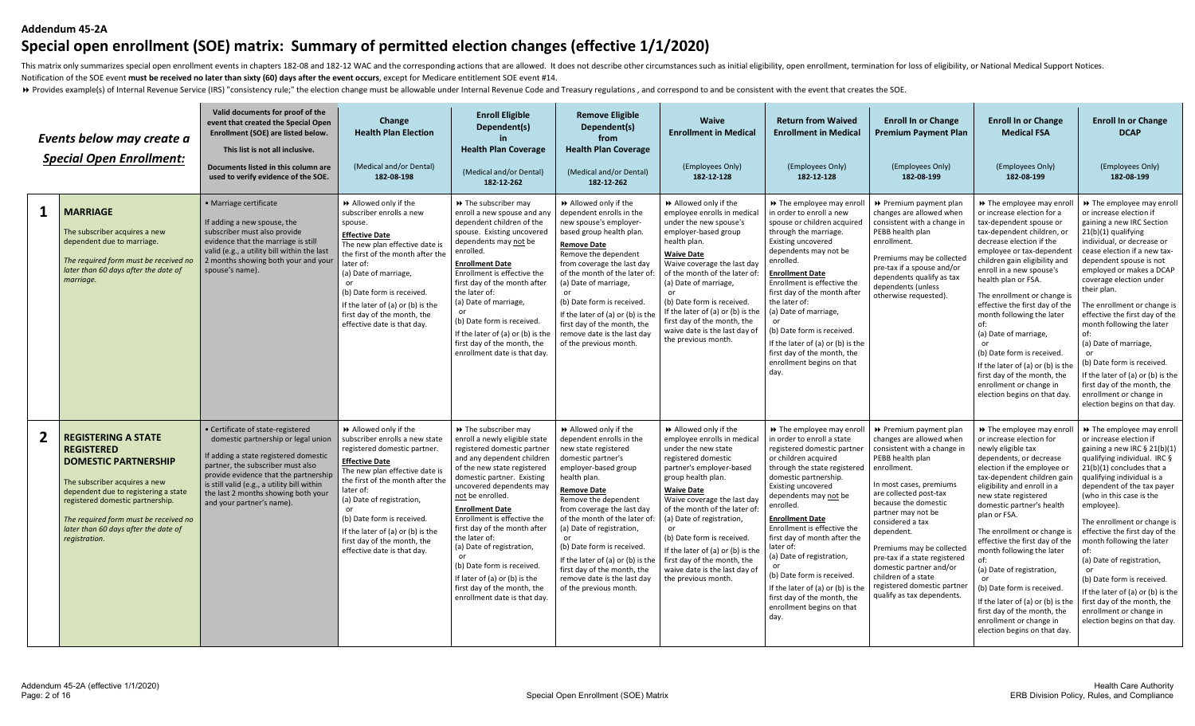# Addendum 45-2A

## Special open enrollment (SOE) matrix: Summary of permitted election changes (effective 1/1/2020)

This matrix only summarizes special open enrollment events in chapters 182-08 and 182-12 WAC and the corresponding actions that are allowed. It does not describe other circumstances such as initial eligibility, open enrollment, termination for loss of eligibility, or National Medical Support Notices. Notification of the SOE event **must be received no later than sixty (60) days after the event occurs**, except for Medicare entitlement SOE event #14.

⏩ Provides example(s) of Internal Revenue Service (IRS) "consistency rule;" the election change must be allowable under Internal Revenue Code and Treasury regulations , and correspond to and be consistent with the event that creates the SOE.

| | *Events below may create a Special Open Enrollment:* | Valid documents for proof of the event that created the Special Open Enrollment (SOE) are listed below. This list is not all inclusive. Documents listed in this column are used to verify evidence of the SOE. | **Change Health Plan Election** (Medical and/or Dental) 182-08-198 | **Enroll Eligible Dependent(s) in Health Plan Coverage** (Medical and/or Dental) 182-12-262 | **Remove Eligible Dependent(s) from Health Plan Coverage** (Medical and/or Dental) 182-12-262 | **Waive Enrollment in Medical** (Employees Only) 182-12-128 | **Return from Waived Enrollment in Medical** (Employees Only) 182-12-128 | **Enroll In or Change Premium Payment Plan** (Employees Only) 182-08-199 | **Enroll In or Change Medical FSA** (Employees Only) 182-08-199 | **Enroll In or Change DCAP** (Employees Only) 182-08-199 |
|---|---|---|---|---|---|---|---|---|---|---|
| **1** | **MARRIAGE** The subscriber acquires a new dependent due to marriage. *The required form must be received no later than 60 days after the date of marriage.* | • Marriage certificate If adding a new spouse, the subscriber must also provide evidence that the marriage is still valid (e.g., a utility bill written within the last 2 months showing both your and your spouse's name). | ⏩ Allowed only if the subscriber enrolls a new spouse. **Effective Date** The new plan effective date is the first of the month after the later of: (a) Date of marriage, or (b) Date form is received. If the later of (a) or (b) is the first day of the month, the effective date is that day. | ⏩ The subscriber may enroll a new spouse and any dependent children of the spouse. Existing uncovered dependents may not be enrolled. **Enrollment Date** Enrollment is effective the first day of the month after the later of: (a) Date of marriage, or (b) Date form is received. If the later of (a) or (b) is the first day of the month, the enrollment date is that day. | ⏩ Allowed only if the dependent enrolls in the new spouse's employer-based group health plan. **Remove Date** Remove the dependent from coverage the last day of the month of the later of: (a) Date of marriage, or (b) Date form is received. If the later of (a) or (b) is the first day of the month, the remove date is the last day of the previous month. | ⏩ Allowed only if the employee enrolls in medical under the new spouse's employer-based group health plan. **Waive Date** Waive coverage the last day of the month of the later of: (a) Date of marriage, or (b) Date form is received. If the later of (a) or (b) is the first day of the month, the waive date is the last day of the previous month. | ⏩ The employee may enroll in order to enroll a new spouse or children acquired through the marriage. Existing uncovered dependents may not be enrolled. **Enrollment Date** Enrollment is effective the first day of the month after the later of: (a) Date of marriage, or (b) Date form is received. If the later of (a) or (b) is the first day of the month, the enrollment begins on that day. | ⏩ Premium payment plan changes are allowed when consistent with a change in PEBB health plan enrollment. Premiums may be collected pre-tax if a spouse and/or dependents qualify as tax dependents (unless otherwise requested). | ⏩ The employee may enroll or increase election for a tax-dependent spouse or tax-dependent children, or decrease election if the employee or tax-dependent children gain eligibility and enroll in a new spouse's health plan or FSA. The enrollment or change is effective the first day of the month following the later of: (a) Date of marriage, or (b) Date form is received. If the later of (a) or (b) is the first day of the month, the enrollment or change in election begins on that day. | ⏩ The employee may enroll or increase election if gaining a new IRC Section 21(b)(1) qualifying individual, or decrease or cease election if a new tax-dependent spouse is not employed or makes a DCAP coverage election under their plan. The enrollment or change is effective the first day of the month following the later of: (a) Date of marriage, or (b) Date form is received. If the later of (a) or (b) is the first day of the month, the enrollment or change in election begins on that day. |
| **2** | **REGISTERING A STATE REGISTERED DOMESTIC PARTNERSHIP** The subscriber acquires a new dependent due to registering a state registered domestic partnership. *The required form must be received no later than 60 days after the date of registration.* | • Certificate of state-registered domestic partnership or legal union If adding a state registered domestic partner, the subscriber must also provide evidence that the partnership is still valid (e.g., a utility bill written within the last 2 months showing both your and your partner's name). | ⏩ Allowed only if the subscriber enrolls a new state registered domestic partner. **Effective Date** The new plan effective date is the first of the month after the later of: (a) Date of registration, or (b) Date form is received. If the later of (a) or (b) is the first day of the month, the effective date is that day. | ⏩ The subscriber may enroll a newly eligible state registered domestic partner and any dependent children of the new state registered domestic partner. Existing uncovered dependents may not be enrolled. **Enrollment Date** Enrollment is effective the first day of the month after the later of: (a) Date of registration, or (b) Date form is received. If later of (a) or (b) is the first day of the month, the enrollment date is that day. | ⏩ Allowed only if the dependent enrolls in the new state registered domestic partner's employer-based group health plan. **Remove Date** Remove the dependent from coverage the last day of the month of the later of: (a) Date of registration, or (b) Date form is received. If the later of (a) or (b) is the first day of the month, the remove date is the last day of the previous month. | ⏩ Allowed only if the employee enrolls in medical under the new state registered domestic partner's employer-based group health plan. **Waive Date** Waive coverage the last day of the month of the later of: (a) Date of registration, or (b) Date form is received. If the later of (a) or (b) is the first day of the month, the waive date is the last day of the previous month. | ⏩ The employee may enroll in order to enroll a state registered domestic partner or children acquired through the state registered domestic partnership. Existing uncovered dependents may not be enrolled. **Enrollment Date** Enrollment is effective the first day of month after the later of: (a) Date of registration, or (b) Date form is received. If the later of (a) or (b) is the first day of the month, the enrollment begins on that day. | ⏩ Premium payment plan changes are allowed when consistent with a change in PEBB health plan enrollment. In most cases, premiums are collected post-tax because the domestic partner may not be considered a tax dependent. Premiums may be collected pre-tax if a state registered domestic partner and/or children of a state registered domestic partner qualify as tax dependents. | ⏩ The employee may enroll or increase election for newly eligible tax dependents, or decrease election if the employee or tax-dependent children gain eligibility and enroll in a new state registered domestic partner's health plan or FSA. The enrollment or change is effective the first day of the month following the later of: (a) Date of registration, or (b) Date form is received. If the later of (a) or (b) is the first day of the month, the enrollment or change in election begins on that day. | ⏩ The employee may enroll or increase election if gaining a new IRC § 21(b)(1) qualifying individual. IRC § 21(b)(1) concludes that a qualifying individual is a dependent of the tax payer (who in this case is the employee). The enrollment or change is effective the first day of the month following the later of: (a) Date of registration, or (b) Date form is received. If the later of (a) or (b) is the first day of the month, the enrollment or change in election begins on that day. |

Addendum 45-2A (effective 1/1/2020)

Special Open Enrollment (SOE) Matrix

Health Care Authority
ERB Division Policy, Rules, and Compliance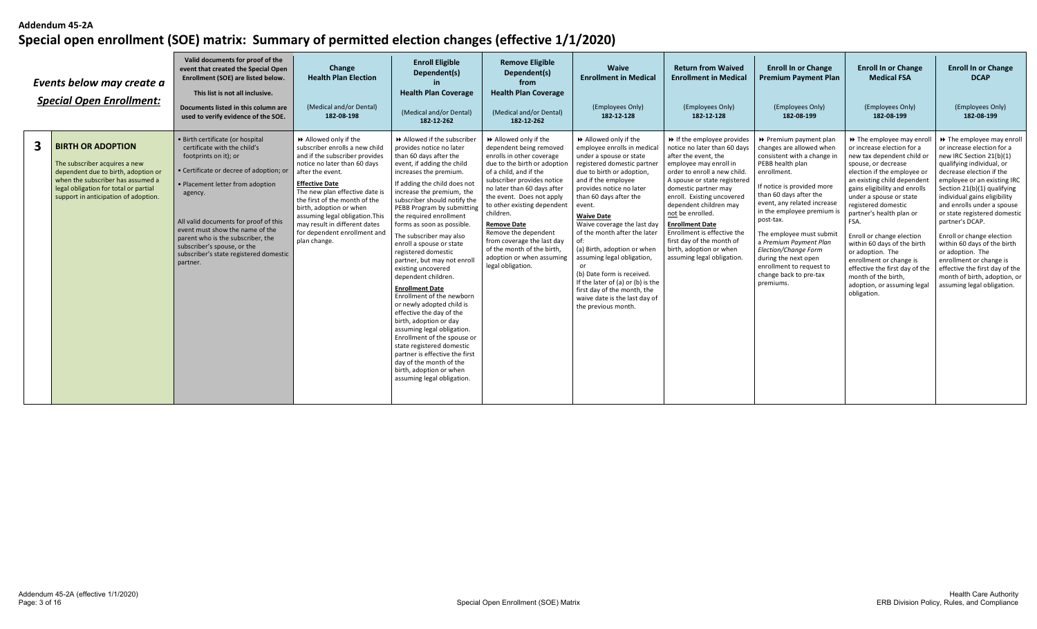**Addendum 45-2A**

# Special open enrollment (SOE) matrix: Summary of permitted election changes (effective 1/1/2020)

| | *Events below may create a Special Open Enrollment:* | Valid documents for proof of the event that created the Special Open Enrollment (SOE) are listed below. This list is not all inclusive. Documents listed in this column are used to verify evidence of the SOE. | Change Health Plan Election (Medical and/or Dental) 182-08-198 | Enroll Eligible Dependent(s) in Health Plan Coverage (Medical and/or Dental) 182-12-262 | Remove Eligible Dependent(s) from Health Plan Coverage (Medical and/or Dental) 182-12-262 | Waive Enrollment in Medical (Employees Only) 182-12-128 | Return from Waived Enrollment in Medical (Employees Only) 182-12-128 | Enroll In or Change Premium Payment Plan (Employees Only) 182-08-199 | Enroll In or Change Medical FSA (Employees Only) 182-08-199 | Enroll In or Change DCAP (Employees Only) 182-08-199 |
|---|---|---|---|---|---|---|---|---|---|---|
| **3** | **BIRTH OR ADOPTION** The subscriber acquires a new dependent due to birth, adoption or when the subscriber has assumed a legal obligation for total or partial support in anticipation of adoption. | • Birth certificate (or hospital certificate with the child's footprints on it); or • Certificate or decree of adoption; or • Placement letter from adoption agency. All valid documents for proof of this event must show the name of the parent who is the subscriber, the subscriber's spouse, or the subscriber's state registered domestic partner. | ⏩ Allowed only if the subscriber enrolls a new child and if the subscriber provides notice no later than 60 days after the event. **Effective Date** The new plan effective date is the first of the month of the birth, adoption or when assuming legal obligation. This may result in different dates for dependent enrollment and plan change. | ⏩ Allowed if the subscriber provides notice no later than 60 days after the event, if adding the child increases the premium. If adding the child does not increase the premium, the subscriber should notify the PEBB Program by submitting the required enrollment forms as soon as possible. The subscriber may also enroll a spouse or state registered domestic partner, but may not enroll existing uncovered dependent children. **Enrollment Date** Enrollment of the newborn or newly adopted child is effective the day of the birth, adoption or day assuming legal obligation. Enrollment of the spouse or state registered domestic partner is effective the first day of the month of the birth, adoption or when assuming legal obligation. | ⏩ Allowed only if the dependent being removed enrolls in other coverage due to the birth or adoption of a child, and if the subscriber provides notice no later than 60 days after the event. Does not apply to other existing dependent children. **Remove Date** Remove the dependent from coverage the last day of the month of the birth, adoption or when assuming legal obligation. | ⏩ Allowed only if the employee enrolls in medical under a spouse or state registered domestic partner due to birth or adoption, and if the employee provides notice no later than 60 days after the event. **Waive Date** Waive coverage the last day of the month after the later of: (a) Birth, adoption or when assuming legal obligation, or (b) Date form is received. If the later of (a) or (b) is the first day of the month, the waive date is the last day of the previous month. | ⏩ If the employee provides notice no later than 60 days after the event, the employee may enroll in order to enroll a new child. A spouse or state registered domestic partner may enroll. Existing uncovered dependent children may not be enrolled. **Enrollment Date** Enrollment is effective the first day of the month of birth, adoption or when assuming legal obligation. | ⏩ Premium payment plan changes are allowed when consistent with a change in PEBB health plan enrollment. If notice is provided more than 60 days after the event, any related increase in the employee premium is post-tax. The employee must submit a *Premium Payment Plan Election/Change Form* during the next open enrollment to request to change back to pre-tax premiums. | ⏩ The employee may enroll or increase election for a new tax dependent child or spouse, or decrease election if the employee or an existing child dependent gains eligibility and enrolls under a spouse or state registered domestic partner's health plan or FSA. Enroll or change election within 60 days of the birth or adoption. The enrollment or change is effective the first day of the month of the birth, adoption, or assuming legal obligation. | ⏩ The employee may enroll or increase election for a new IRC Section 21(b)(1) qualifying individual, or decrease election if the employee or an existing IRC Section 21(b)(1) qualifying individual gains eligibility and enrolls under a spouse or state registered domestic partner's DCAP. Enroll or change election within 60 days of the birth or adoption. The enrollment or change is effective the first day of the month of birth, adoption, or assuming legal obligation. |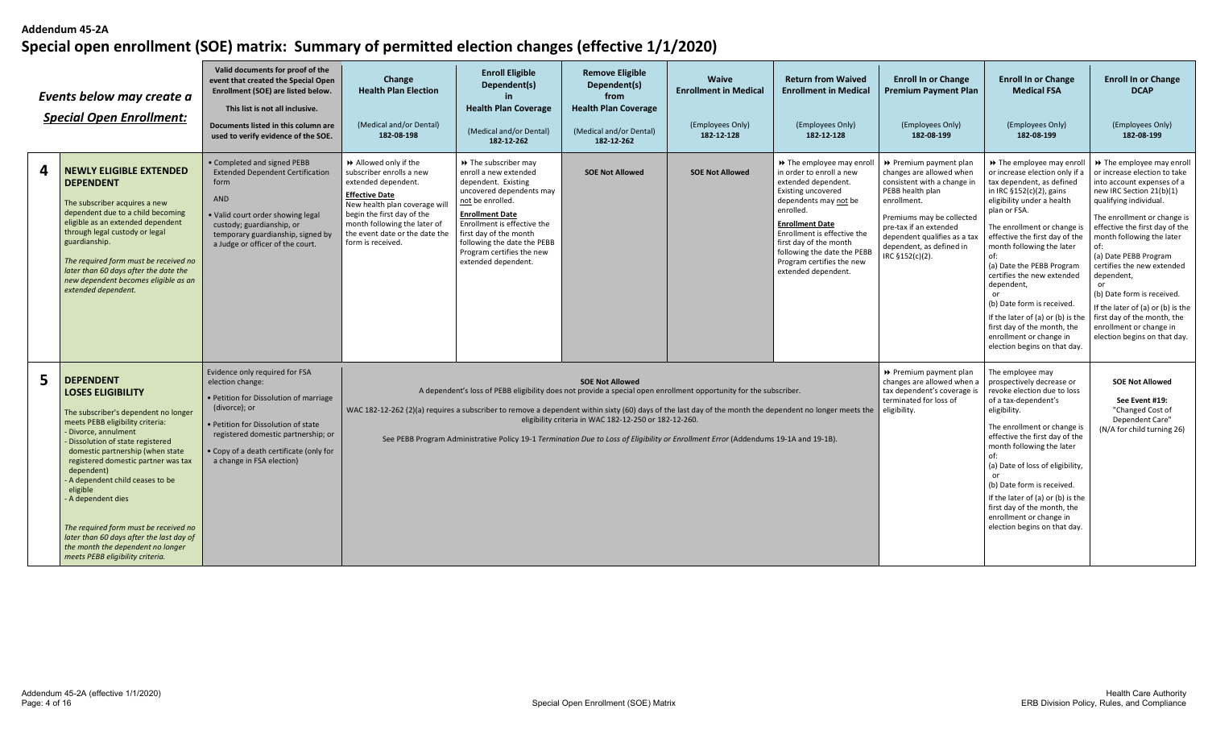Addendum 45-2A

# Special open enrollment (SOE) matrix: Summary of permitted election changes (effective 1/1/2020)

| | *Events below may create a Special Open Enrollment:* | Valid documents for proof of the event that created the Special Open Enrollment (SOE) are listed below. This list is not all inclusive. Documents listed in this column are used to verify evidence of the SOE. | Change Health Plan Election (Medical and/or Dental) 182-08-198 | Enroll Eligible Dependent(s) in Health Plan Coverage (Medical and/or Dental) 182-12-262 | Remove Eligible Dependent(s) from Health Plan Coverage (Medical and/or Dental) 182-12-262 | Waive Enrollment in Medical (Employees Only) 182-12-128 | Return from Waived Enrollment in Medical (Employees Only) 182-12-128 | Enroll In or Change Premium Payment Plan (Employees Only) 182-08-199 | Enroll In or Change Medical FSA (Employees Only) 182-08-199 | Enroll In or Change DCAP (Employees Only) 182-08-199 |
|---|---|---|---|---|---|---|---|---|---|---|
| **4** | **NEWLY ELIGIBLE EXTENDED DEPENDENT** The subscriber acquires a new dependent due to a child becoming eligible as an extended dependent through legal custody or legal guardianship. *The required form must be received no later than 60 days after the date the new dependent becomes eligible as an extended dependent.* | • Completed and signed PEBB Extended Dependent Certification form AND • Valid court order showing legal custody; guardianship, or temporary guardianship, signed by a Judge or officer of the court. | ⏩ Allowed only if the subscriber enrolls a new extended dependent. **Effective Date** New health plan coverage will begin the first day of the month following the later of the event date or the date the form is received. | ⏩ The subscriber may enroll a new extended dependent. Existing uncovered dependents may not be enrolled. **Enrollment Date** Enrollment is effective the first day of the month following the date the PEBB Program certifies the new extended dependent. | **SOE Not Allowed** | **SOE Not Allowed** | ⏩ The employee may enroll in order to enroll a new extended dependent. Existing uncovered dependents may not be enrolled. **Enrollment Date** Enrollment is effective the first day of the month following the date the PEBB Program certifies the new extended dependent. | ⏩ Premium payment plan changes are allowed when consistent with a change in PEBB health plan enrollment. Premiums may be collected pre-tax if an extended dependent qualifies as a tax dependent, as defined in IRC §152(c)(2). | ⏩ The employee may enroll or increase election only if a tax dependent, as defined in IRC §152(c)(2), gains eligibility under a health plan or FSA. The enrollment or change is effective the first day of the month following the later of: (a) Date the PEBB Program certifies the new extended dependent, or (b) Date form is received. If the later of (a) or (b) is the first day of the month, the enrollment or change in election begins on that day. | ⏩ The employee may enroll or increase election to take into account expenses of a new IRC Section 21(b)(1) qualifying individual. The enrollment or change is effective the first day of the month following the later of: (a) Date PEBB Program certifies the new extended dependent, or (b) Date form is received. If the later of (a) or (b) is the first day of the month, the enrollment or change in election begins on that day. |
| **5** | **DEPENDENT LOSES ELIGIBILITY** The subscriber's dependent no longer meets PEBB eligibility criteria: - Divorce, annulment - Dissolution of state registered domestic partnership (when state registered domestic partner was tax dependent) - A dependent child ceases to be eligible - A dependent dies *The required form must be received no later than 60 days after the last day of the month the dependent no longer meets PEBB eligibility criteria.* | Evidence only required for FSA election change: • Petition for Dissolution of marriage (divorce); or • Petition for Dissolution of state registered domestic partnership; or • Copy of a death certificate (only for a change in FSA election) | **SOE Not Allowed** A dependent's loss of PEBB eligibility does not provide a special open enrollment opportunity for the subscriber. WAC 182-12-262 (2)(a) requires a subscriber to remove a dependent within sixty (60) days of the last day of the month the dependent no longer meets the eligibility criteria in WAC 182-12-250 or 182-12-260. See PEBB Program Administrative Policy 19-1 *Termination Due to Loss of Eligibility or Enrollment Error* (Addendums 19-1A and 19-1B). | | | | | ⏩ Premium payment plan changes are allowed when a tax dependent's coverage is terminated for loss of eligibility. | The employee may prospectively decrease or revoke election due to loss of a tax-dependent's eligibility. The enrollment or change is effective the first day of the month following the later of: (a) Date of loss of eligibility, or (b) Date form is received. If the later of (a) or (b) is the first day of the month, the enrollment or change in election begins on that day. | **SOE Not Allowed** See Event #19: "Changed Cost of Dependent Care" (N/A for child turning 26) |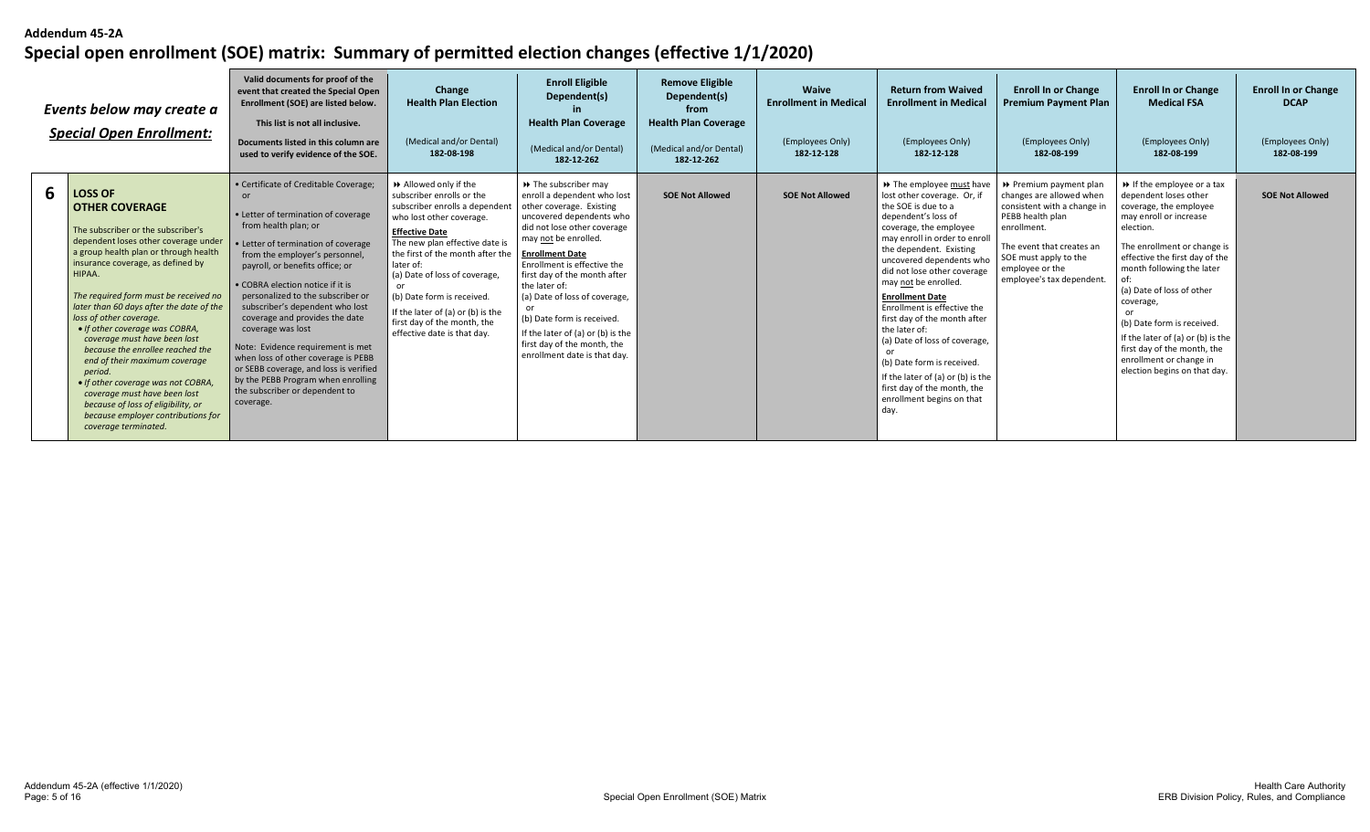**Addendum 45-2A**

# Special open enrollment (SOE) matrix: Summary of permitted election changes (effective 1/1/2020)

| | *Events below may create a Special Open Enrollment:* | Valid documents for proof of the event that created the Special Open Enrollment (SOE) are listed below. This list is not all inclusive. Documents listed in this column are used to verify evidence of the SOE. | Change Health Plan Election (Medical and/or Dental) 182-08-198 | Enroll Eligible Dependent(s) in Health Plan Coverage (Medical and/or Dental) 182-12-262 | Remove Eligible Dependent(s) from Health Plan Coverage (Medical and/or Dental) 182-12-262 | Waive Enrollment in Medical (Employees Only) 182-12-128 | Return from Waived Enrollment in Medical (Employees Only) 182-12-128 | Enroll In or Change Premium Payment Plan (Employees Only) 182-08-199 | Enroll In or Change Medical FSA (Employees Only) 182-08-199 | Enroll In or Change DCAP (Employees Only) 182-08-199 |
|---|---|---|---|---|---|---|---|---|---|---|
| **6** | **LOSS OF OTHER COVERAGE**<br><br>The subscriber or the subscriber's dependent loses other coverage under a group health plan or through health insurance coverage, as defined by HIPAA.<br><br>*The required form must be received no later than 60 days after the date of the loss of other coverage.*<br>• *If other coverage was COBRA, coverage must have been lost because the enrollee reached the end of their maximum coverage period.*<br>• *If other coverage was not COBRA, coverage must have been lost because of loss of eligibility, or because employer contributions for coverage terminated.* | • Certificate of Creditable Coverage; or<br>• Letter of termination of coverage from health plan; or<br>• Letter of termination of coverage from the employer's personnel, payroll, or benefits office; or<br>• COBRA election notice if it is personalized to the subscriber or subscriber's dependent who lost coverage and provides the date coverage was lost<br><br>Note: Evidence requirement is met when loss of other coverage is PEBB or SEBB coverage, and loss is verified by the PEBB Program when enrolling the subscriber or dependent to coverage. | ⏩ Allowed only if the subscriber enrolls or the subscriber enrolls a dependent who lost other coverage.<br><br>**Effective Date**<br>The new plan effective date is the first of the month after the later of:<br>(a) Date of loss of coverage,<br>or<br>(b) Date form is received.<br>If the later of (a) or (b) is the first day of the month, the effective date is that day. | ⏩ The subscriber may enroll a dependent who lost other coverage. Existing uncovered dependents who did not lose other coverage may not be enrolled.<br><br>**Enrollment Date**<br>Enrollment is effective the first day of the month after the later of:<br>(a) Date of loss of coverage,<br>or<br>(b) Date form is received.<br>If the later of (a) or (b) is the first day of the month, the enrollment date is that day. | **SOE Not Allowed** | **SOE Not Allowed** | ⏩ The employee must have lost other coverage. Or, if the SOE is due to a dependent's loss of coverage, the employee may enroll in order to enroll the dependent. Existing uncovered dependents who did not lose other coverage may not be enrolled.<br><br>**Enrollment Date**<br>Enrollment is effective the first day of the month after the later of:<br>(a) Date of loss of coverage,<br>or<br>(b) Date form is received.<br>If the later of (a) or (b) is the first day of the month, the enrollment begins on that day. | ⏩ Premium payment plan changes are allowed when consistent with a change in PEBB health plan enrollment.<br><br>The event that creates an SOE must apply to the employee or the employee's tax dependent. | ⏩ If the employee or a tax dependent loses other coverage, the employee may enroll or increase election.<br><br>The enrollment or change is effective the first day of the month following the later of:<br>(a) Date of loss of other coverage,<br>or<br>(b) Date form is received.<br>If the later of (a) or (b) is the first day of the month, the enrollment or change in election begins on that day. | **SOE Not Allowed** |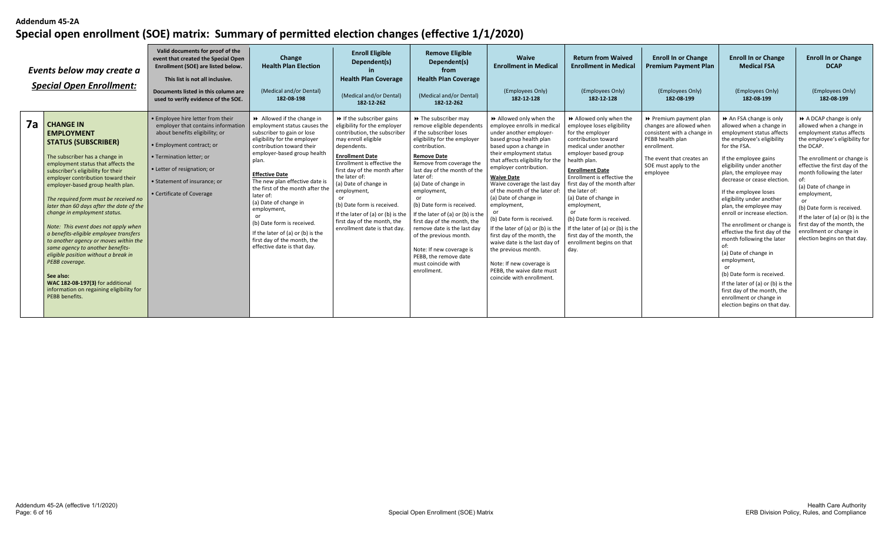**Addendum 45-2A**

# Special open enrollment (SOE) matrix: Summary of permitted election changes (effective 1/1/2020)

| | *Events below may create a* ***Special Open Enrollment:*** | **Valid documents for proof of the event that created the Special Open Enrollment (SOE) are listed below.** **This list is not all inclusive.** **Documents listed in this column are used to verify evidence of the SOE.** | **Change Health Plan Election** (Medical and/or Dental) **182-08-198** | **Enroll Eligible Dependent(s) in Health Plan Coverage** (Medical and/or Dental) **182-12-262** | **Remove Eligible Dependent(s) from Health Plan Coverage** (Medical and/or Dental) **182-12-262** | **Waive Enrollment in Medical** (Employees Only) **182-12-128** | **Return from Waived Enrollment in Medical** (Employees Only) **182-12-128** | **Enroll In or Change Premium Payment Plan** (Employees Only) **182-08-199** | **Enroll In or Change Medical FSA** (Employees Only) **182-08-199** | **Enroll In or Change DCAP** (Employees Only) **182-08-199** |
|---|---|---|---|---|---|---|---|---|---|---|
| **7a** | **CHANGE IN EMPLOYMENT STATUS (SUBSCRIBER)** The subscriber has a change in employment status that affects the subscriber's eligibility for their employer contribution toward their employer-based group health plan. *The required form must be received no later than 60 days after the date of the change in employment status.* *Note: This event does not apply when a benefits-eligible employee transfers to another agency or moves within the same agency to another benefits-eligible position without a break in PEBB coverage.* **See also:** **WAC 182-08-197(3)** for additional information on regaining eligibility for PEBB benefits. | • Employee hire letter from their employer that contains information about benefits eligibility; or • Employment contract; or • Termination letter; or • Letter of resignation; or • Statement of insurance; or • Certificate of Coverage | ►► Allowed if the change in employment status causes the subscriber to gain or lose eligibility for the employer contribution toward their employer-based group health plan. **Effective Date** The new plan effective date is the first of the month after the later of: (a) Date of change in employment, or (b) Date form is received. If the later of (a) or (b) is the first day of the month, the effective date is that day. | ►► If the subscriber gains eligibility for the employer contribution, the subscriber may enroll eligible dependents. **Enrollment Date** Enrollment is effective the first day of the month after the later of: (a) Date of change in employment, or (b) Date form is received. If the later of (a) or (b) is the first day of the month, the enrollment date is that day. | ►► The subscriber may remove eligible dependents if the subscriber loses eligibility for the employer contribution. **Remove Date** Remove from coverage the last day of the month of the later of: (a) Date of change in employment, or (b) Date form is received. If the later of (a) or (b) is the first day of the month, the remove date is the last day of the previous month. Note: If new coverage is PEBB, the remove date must coincide with enrollment. | ►► Allowed only when the employee enrolls in medical under another employer-based group health plan based upon a change in their employment status that affects eligibility for the employer contribution. **Waive Date** Waive coverage the last day of the month of the later of: (a) Date of change in employment, or (b) Date form is received. If the later of (a) or (b) is the first day of the month, the waive date is the last day of the previous month. Note: If new coverage is PEBB, the waive date must coincide with enrollment. | ►► Allowed only when the employee loses eligibility for the employer contribution toward medical under another employer based group health plan. **Enrollment Date** Enrollment is effective the first day of the month after the later of: (a) Date of change in employment, or (b) Date form is received. If the later of (a) or (b) is the first day of the month, the enrollment begins on that day. | ►► Premium payment plan changes are allowed when consistent with a change in PEBB health plan enrollment. The event that creates an SOE must apply to the employee | ►► An FSA change is only allowed when a change in employment status affects the employee's eligibility for the FSA. If the employee gains eligibility under another plan, the employee may decrease or cease election. If the employee loses eligibility under another plan, the employee may enroll or increase election. The enrollment or change is effective the first day of the month following the later of: (a) Date of change in employment, or (b) Date form is received. If the later of (a) or (b) is the first day of the month, the enrollment or change in election begins on that day. | ►► A DCAP change is only allowed when a change in employment status affects the employee's eligibility for the DCAP. The enrollment or change is effective the first day of the month following the later of: (a) Date of change in employment, or (b) Date form is received. If the later of (a) or (b) is the first day of the month, the enrollment or change in election begins on that day. |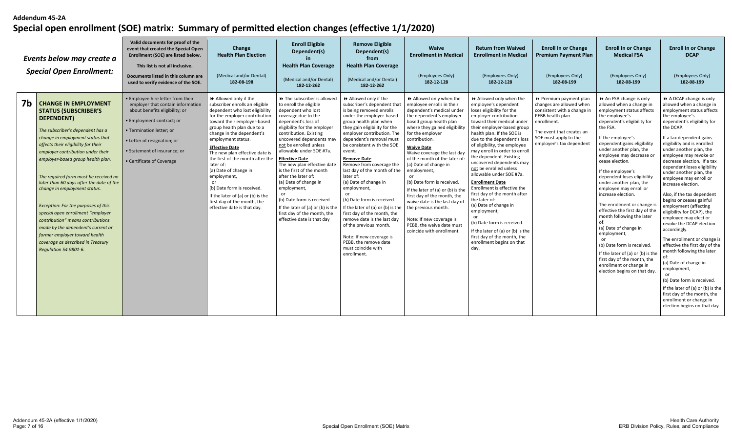**Addendum 45-2A**

# Special open enrollment (SOE) matrix: Summary of permitted election changes (effective 1/1/2020)

| | Events below may create a *Special Open Enrollment:* | Valid documents for proof of the event that created the Special Open Enrollment (SOE) are listed below. This list is not all inclusive. Documents listed in this column are used to verify evidence of the SOE. | Change Health Plan Election (Medical and/or Dental) 182-08-198 | Enroll Eligible Dependent(s) in Health Plan Coverage (Medical and/or Dental) 182-12-262 | Remove Eligible Dependent(s) from Health Plan Coverage (Medical and/or Dental) 182-12-262 | Waive Enrollment in Medical (Employees Only) 182-12-128 | Return from Waived Enrollment in Medical (Employees Only) 182-12-128 | Enroll In or Change Premium Payment Plan (Employees Only) 182-08-199 | Enroll In or Change Medical FSA (Employees Only) 182-08-199 | Enroll In or Change DCAP (Employees Only) 182-08-199 |
|---|---|---|---|---|---|---|---|---|---|---|
| **7b** | **CHANGE IN EMPLOYMENT STATUS (SUBSCRIBER'S DEPENDENT)**<br><br>*The subscriber's dependent has a change in employment status that affects their eligibility for their employer contribution under their employer-based group health plan.*<br><br>*The required form must be received no later than 60 days after the date of the change in employment status.*<br><br>*Exception: For the purposes of this special open enrollment "employer contribution" means contributions made by the dependent's current or former employer toward health coverage as described in Treasury Regulation 54.9801-6.* | • Employee hire letter from their employer that contain information about benefits eligibility; or<br>• Employment contract; or<br>• Termination letter; or<br>• Letter of resignation; or<br>• Statement of insurance; or<br>• Certificate of Coverage | ⏩ Allowed only if the subscriber enrolls an eligible dependent who lost eligibility for the employer contribution toward their employer-based group health plan due to a change in the dependent's employment status.<br><br>**Effective Date**<br>The new plan effective date is the first of the month after the later of:<br>(a) Date of change in employment,<br>or<br>(b) Date form is received.<br>If the later of (a) or (b) is the first day of the month, the effective date is that day. | ⏩ The subscriber is allowed to enroll the eligible dependent who lost coverage due to the dependent's loss of eligibility for the employer contribution. Existing uncovered dependents may not be enrolled unless allowable under SOE #7a.<br><br>**Effective Date**<br>The new plan effective date is the first of the month after the later of:<br>(a) Date of change in employment,<br>or<br>(b) Date form is received.<br>If the later of (a) or (b) is the first day of the month, the effective date is that day | ⏩ Allowed only if the subscriber's dependent that is being removed enrolls under the employer-based group health plan when they gain eligibility for the employer contribution. The dependent's removal must be consistent with the SOE event.<br><br>**Remove Date**<br>Remove from coverage the last day of the month of the later of:<br>(a) Date of change in employment,<br>or<br>(b) Date form is received.<br>If the later of (a) or (b) is the first day of the month, the remove date is the last day of the previous month.<br><br>Note: If new coverage is PEBB, the remove date must coincide with enrollment. | ⏩ Allowed only when the employee enrolls in their dependent's medical under the dependent's employer-based group health plan where they gained eligibility for the employer contribution.<br><br>**Waive Date**<br>Waive coverage the last day of the month of the later of:<br>(a) Date of change in employment,<br>or<br>(b) Date form is received.<br>If the later of (a) or (b) is the first day of the month, the waive date is the last day of the previous month.<br><br>Note: If new coverage is PEBB, the waive date must coincide with enrollment. | ⏩ Allowed only when the employee's dependent loses eligibility for the employer contribution toward their medical under their employer-based group health plan. If the SOE is due to the dependent's loss of eligibility, the employee may enroll in order to enroll the dependent. Existing uncovered dependents may not be enrolled unless allowable under SOE #7a.<br><br>**Enrollment Date**<br>Enrollment is effective the first day of the month after the later of:<br>(a) Date of change in employment,<br>or<br>(b) Date form is received.<br>If the later of (a) or (b) is the first day of the month, the enrollment begins on that day. | ⏩ Premium payment plan changes are allowed when consistent with a change in PEBB health plan enrollment.<br><br>The event that creates an SOE must apply to the employee's tax dependent | ⏩ An FSA change is only allowed when a change in employment status affects the employee's dependent's eligibility for the FSA.<br><br>If the employee's dependent gains eligibility under another plan, the employee may decrease or cease election.<br><br>If the employee's dependent loses eligibility under another plan, the employee may enroll or increase election.<br><br>The enrollment or change is effective the first day of the month following the later of:<br>(a) Date of change in employment,<br>or<br>(b) Date form is received.<br>If the later of (a) or (b) is the first day of the month, the enrollment or change in election begins on that day. | ⏩ A DCAP change is only allowed when a change in employment status affects the employee's dependent's eligibility for the DCAP.<br><br>If a tax dependent gains eligibility and is enrolled under another plan, the employee may revoke or decrease election. If a tax dependent loses eligibility under another plan, the employee may enroll or increase election.<br><br>Also, if the tax dependent begins or ceases gainful employment (affecting eligibility for DCAP), the employee may elect or revoke the DCAP election accordingly.<br><br>The enrollment or change is effective the first day of the month following the later of:<br>(a) Date of change in employment,<br>or<br>(b) Date form is received.<br>If the later of (a) or (b) is the first day of the month, the enrollment or change in election begins on that day. |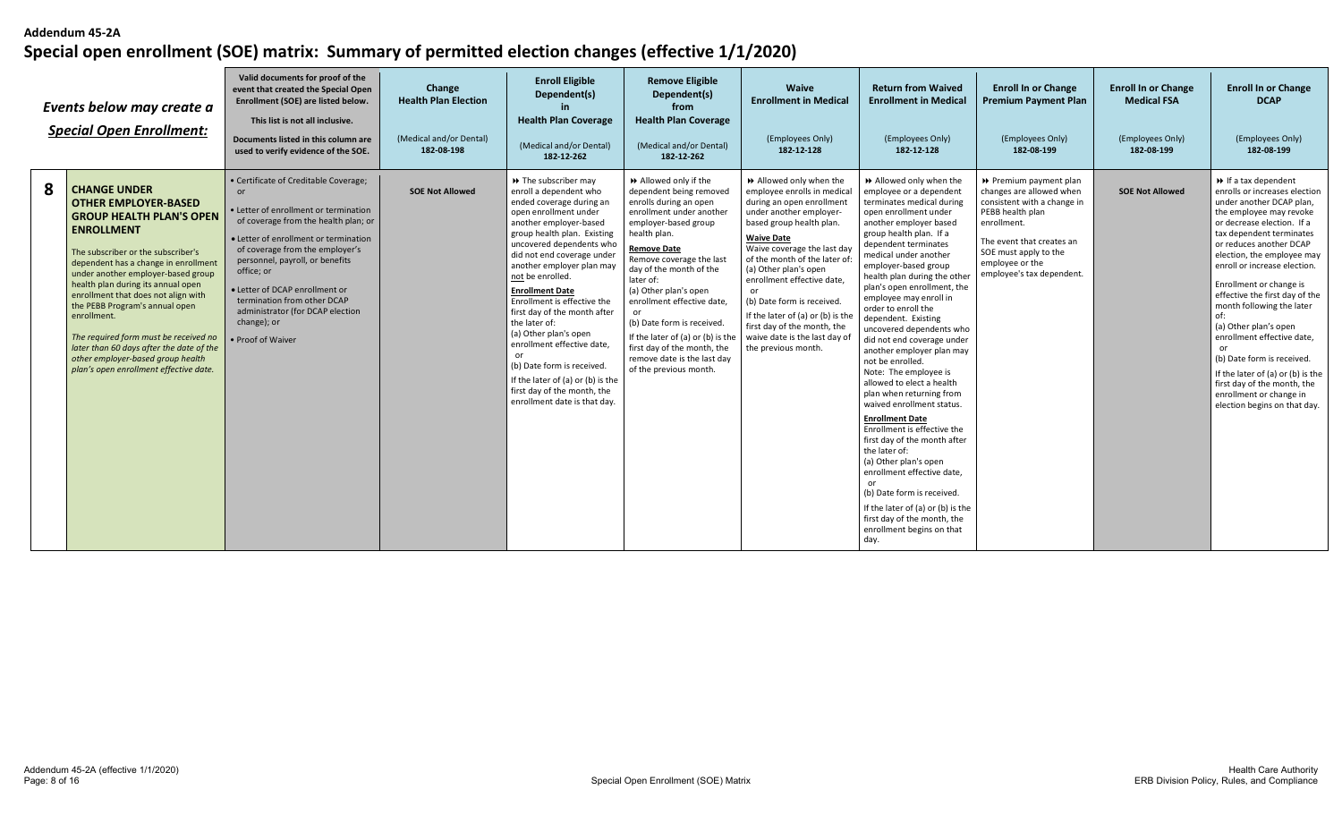**Addendum 45-2A**

# Special open enrollment (SOE) matrix: Summary of permitted election changes (effective 1/1/2020)

| | *Events below may create a Special Open Enrollment:* | **Valid documents for proof of the event that created the Special Open Enrollment (SOE) are listed below. This list is not all inclusive.** **Documents listed in this column are used to verify evidence of the SOE.** | **Change Health Plan Election** (Medical and/or Dental) **182-08-198** | **Enroll Eligible Dependent(s) in Health Plan Coverage** (Medical and/or Dental) **182-12-262** | **Remove Eligible Dependent(s) from Health Plan Coverage** (Medical and/or Dental) **182-12-262** | **Waive Enrollment in Medical** (Employees Only) **182-12-128** | **Return from Waived Enrollment in Medical** (Employees Only) **182-12-128** | **Enroll In or Change Premium Payment Plan** (Employees Only) **182-08-199** | **Enroll In or Change Medical FSA** (Employees Only) **182-08-199** | **Enroll In or Change DCAP** (Employees Only) **182-08-199** |
|---|---|---|---|---|---|---|---|---|---|---|
| **8** | **CHANGE UNDER OTHER EMPLOYER-BASED GROUP HEALTH PLAN'S OPEN ENROLLMENT** <br><br> The subscriber or the subscriber's dependent has a change in enrollment under another employer-based group health plan during its annual open enrollment that does not align with the PEBB Program's annual open enrollment. <br><br> *The required form must be received no later than 60 days after the date of the other employer-based group health plan's open enrollment effective date.* | • Certificate of Creditable Coverage; or <br> • Letter of enrollment or termination of coverage from the health plan; or <br> • Letter of enrollment or termination of coverage from the employer's personnel, payroll, or benefits office; or <br> • Letter of DCAP enrollment or termination from other DCAP administrator (for DCAP election change); or <br> • Proof of Waiver | **SOE Not Allowed** | ⏩ The subscriber may enroll a dependent who ended coverage during an open enrollment under another employer-based group health plan. Existing uncovered dependents who did not end coverage under another employer plan may not be enrolled. <br><br> **Enrollment Date** <br> Enrollment is effective the first day of the month after the later of: <br> (a) Other plan's open enrollment effective date, <br> or <br> (b) Date form is received. <br><br> If the later of (a) or (b) is the first day of the month, the enrollment date is that day. | ⏩ Allowed only if the dependent being removed enrolls during an open enrollment under another employer-based group health plan. <br><br> **Remove Date** <br> Remove coverage the last day of the month of the later of: <br> (a) Other plan's open enrollment effective date, <br> or <br> (b) Date form is received. <br><br> If the later of (a) or (b) is the first day of the month, the remove date is the last day of the previous month. | ⏩ Allowed only when the employee enrolls in medical during an open enrollment under another employer-based group health plan. <br><br> **Waive Date** <br> Waive coverage the last day of the month of the later of: <br> (a) Other plan's open enrollment effective date, <br> or <br> (b) Date form is received. <br><br> If the later of (a) or (b) is the first day of the month, the waive date is the last day of the previous month. | ⏩ Allowed only when the employee or a dependent terminates medical during open enrollment under another employer based group health plan. If a dependent terminates medical under another employer-based group health plan during the other plan's open enrollment, the employee may enroll in order to enroll the dependent. Existing uncovered dependents who did not end coverage under another employer plan may not be enrolled. <br> Note: The employee is allowed to elect a health plan when returning from waived enrollment status. <br><br> **Enrollment Date** <br> Enrollment is effective the first day of the month after the later of: <br> (a) Other plan's open enrollment effective date, <br> or <br> (b) Date form is received. <br><br> If the later of (a) or (b) is the first day of the month, the enrollment begins on that day. | ⏩ Premium payment plan changes are allowed when consistent with a change in PEBB health plan enrollment. <br><br> The event that creates an SOE must apply to the employee or the employee's tax dependent. | **SOE Not Allowed** | ⏩ If a tax dependent enrolls or increases election under another DCAP plan, the employee may revoke or decrease election. If a tax dependent terminates or reduces another DCAP election, the employee may enroll or increase election. <br><br> Enrollment or change is effective the first day of the month following the later of: <br> (a) Other plan's open enrollment effective date, <br> or <br> (b) Date form is received. <br><br> If the later of (a) or (b) is the first day of the month, the enrollment or change in election begins on that day. |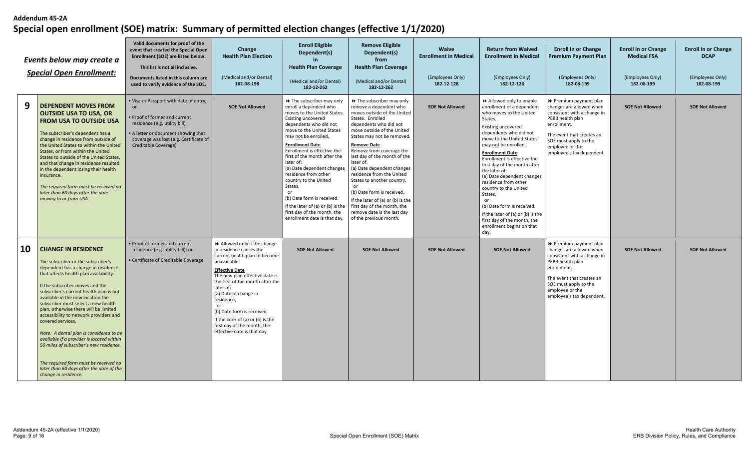**Addendum 45-2A**

# Special open enrollment (SOE) matrix: Summary of permitted election changes (effective 1/1/2020)

| | *Events below may create a **Special Open Enrollment:*** | **Valid documents for proof of the event that created the Special Open Enrollment (SOE) are listed below. This list is not all inclusive.** **Documents listed in this column are used to verify evidence of the SOE.** | **Change Health Plan Election** (Medical and/or Dental) **182-08-198** | **Enroll Eligible Dependent(s) in Health Plan Coverage** (Medical and/or Dental) **182-12-262** | **Remove Eligible Dependent(s) from Health Plan Coverage** (Medical and/or Dental) **182-12-262** | **Waive Enrollment in Medical** (Employees Only) **182-12-128** | **Return from Waived Enrollment in Medical** (Employees Only) **182-12-128** | **Enroll In or Change Premium Payment Plan** (Employees Only) **182-08-199** | **Enroll In or Change Medical FSA** (Employees Only) **182-08-199** | **Enroll In or Change DCAP** (Employees Only) **182-08-199** |
|---|---|---|---|---|---|---|---|---|---|---|
| **9** | **DEPENDENT MOVES FROM OUTSIDE USA TO USA, OR FROM USA TO OUTSIDE USA** The subscriber's dependent has a change in residence from outside of the United States to within the United States, or from within the United States to outside of the United States, and that change in residence resulted in the dependent losing their health insurance. *The required form must be received no later than 60 days after the date moving to or from USA.* | • Visa or Passport with date of entry; or • Proof of former and current residence (e.g. utility bill) • A letter or document showing that coverage was lost (e.g. Certificate of Creditable Coverage) | **SOE Not Allowed** | ⏩ The subscriber may only enroll a dependent who moves to the United States. Existing uncovered dependents who did not move to the United States may not be enrolled. **Enrollment Date** Enrollment is effective the first of the month after the later of: (a) Date dependent changes residence from other country to the United States, or (b) Date form is received. If the later of (a) or (b) is the first day of the month, the enrollment date is that day. | ⏩ The subscriber may only remove a dependent who moves outside of the United States. Enrolled dependents who did not move outside of the United States may not be removed. **Remove Date** Remove from coverage the last day of the month of the later of: (a) Date dependent changes residence from the United States to another country, or (b) Date form is received. If the later of (a) or (b) is the first day of the month, the remove date is the last day of the previous month. | **SOE Not Allowed** | ⏩ Allowed only to enable enrollment of a dependent who moves to the United States. Existing uncovered dependents who did not move to the United States may not be enrolled. **Enrollment Date** Enrollment is effective the first day of the month after the later of: (a) Date dependent changes residence from other country to the United States, or (b) Date form is received. If the later of (a) or (b) is the first day of the month, the enrollment begins on that day. | ⏩ Premium payment plan changes are allowed when consistent with a change in PEBB health plan enrollment. The event that creates an SOE must apply to the employee or the employee's tax dependent. | **SOE Not Allowed** | **SOE Not Allowed** |
| **10** | **CHANGE IN RESIDENCE** The subscriber or the subscriber's dependent has a change in residence that affects health plan availability. If the subscriber moves and the subscriber's current health plan is not available in the new location the subscriber must select a new health plan, otherwise there will be limited accessibility to network providers and covered services. *Note: A dental plan is considered to be available if a provider is located within 50 miles of subscriber's new residence.* *The required form must be received no later than 60 days after the date of the change in residence.* | • Proof of former and current residence (e.g. utility bill); or • Certificate of Creditable Coverage | ⏩ Allowed only if the change in residence causes the current health plan to become unavailable. **Effective Date** The new plan effective date is the first of the month after the later of: (a) Date of change in residence, or (b) Date form is received. If the later of (a) or (b) is the first day of the month, the effective date is that day. | **SOE Not Allowed** | **SOE Not Allowed** | **SOE Not Allowed** | **SOE Not Allowed** | ⏩ Premium payment plan changes are allowed when consistent with a change in PEBB health plan enrollment. The event that creates an SOE must apply to the employee or the employee's tax dependent. | **SOE Not Allowed** | **SOE Not Allowed** |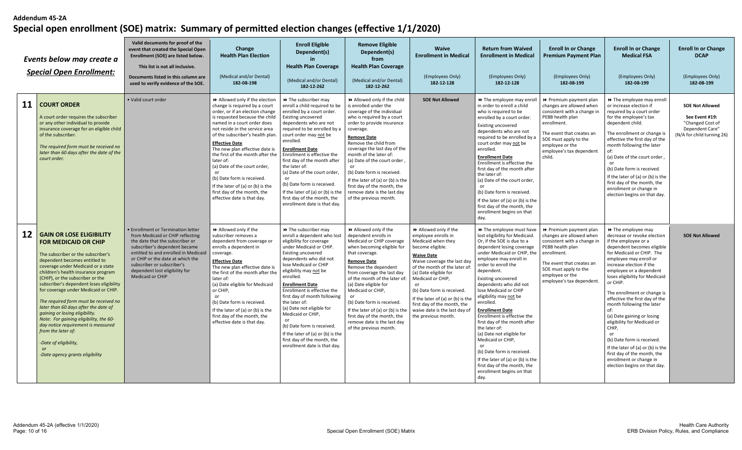**Addendum 45-2A**

# Special open enrollment (SOE) matrix: Summary of permitted election changes (effective 1/1/2020)

| | *Events below may create a Special Open Enrollment:* | Valid documents for proof of the event that created the Special Open Enrollment (SOE) are listed below. This list is not all inclusive. Documents listed in this column are used to verify evidence of the SOE. | **Change Health Plan Election** (Medical and/or Dental) **182-08-198** | **Enroll Eligible Dependent(s) in Health Plan Coverage** (Medical and/or Dental) **182-12-262** | **Remove Eligible Dependent(s) from Health Plan Coverage** (Medical and/or Dental) **182-12-262** | **Waive Enrollment in Medical** (Employees Only) **182-12-128** | **Return from Waived Enrollment in Medical** (Employees Only) **182-12-128** | **Enroll In or Change Premium Payment Plan** (Employees Only) **182-08-199** | **Enroll In or Change Medical FSA** (Employees Only) **182-08-199** | **Enroll In or Change DCAP** (Employees Only) **182-08-199** |
|---|---|---|---|---|---|---|---|---|---|---|
| **11** | **COURT ORDER**<br><br>A court order requires the subscriber or any other individual to provide insurance coverage for an eligible child of the subscriber.<br><br>*The required form must be received no later than 60 days after the date of the court order.* | • Valid court order | ⏩ Allowed only if the election change is required by a court order, or if an election change is requested because the child named in a court order does not reside in the service area of the subscriber's health plan.<br><br>**Effective Date**<br>The new plan effective date is the first of the month after the later of:<br>(a) Date of the court order,<br>or<br>(b) Date form is received.<br>If the later of (a) or (b) is the first day of the month, the effective date is that day. | ⏩ The subscriber may enroll a child required to be enrolled by a court order. Existing uncovered dependents who are not required to be enrolled by a court order may not be enrolled.<br><br>**Enrollment Date**<br>Enrollment is effective the first day of the month after the later of:<br>(a) Date of the court order,<br>or<br>(b) Date form is received.<br>If the later of (a) or (b) is the first day of the month, the enrollment date is that day. | ⏩ Allowed only if the child is enrolled under the coverage of the individual who is required by a court order to provide insurance coverage.<br><br>**Remove Date**<br>Remove the child from coverage the last day of the month of the later of:<br>(a) Date of the court order ,<br>or<br>(b) Date form is received.<br>If the later of (a) or (b) is the first day of the month, the remove date is the last day of the previous month. | **SOE Not Allowed** | ⏩ The employee may enroll in order to enroll a child who is required to be enrolled by a court order.<br>Existing uncovered dependents who are not required to be enrolled by a court order may not be enrolled.<br><br>**Enrollment Date**<br>Enrollment is effective the first day of the month after the later of:<br>(a) Date of the court order,<br>or<br>(b) Date form is received.<br>If the later of (a) or (b) is the first day of the month, the enrollment begins on that day. | ⏩ Premium payment plan changes are allowed when consistent with a change in PEBB health plan enrollment.<br><br>The event that creates an SOE must apply to the employee or the employee's tax dependent child. | ⏩ The employee may enroll or increase election if required by a court order for the employee's tax dependent child.<br><br>The enrollment or change is effective the first day of the month following the later of:<br>(a) Date of the court order ,<br>or<br>(b) Date form is received.<br>If the later of (a) or (b) is the first day of the month, the enrollment or change in election begins on that day. | **SOE Not Allowed**<br><br>**See Event #19:** "Changed Cost of Dependent Care" (N/A for child turning 26) |
| **12** | **GAIN OR LOSE ELIGIBILITY FOR MEDICAID OR CHIP**<br><br>The subscriber or the subscriber's dependent becomes entitled to coverage under Medicaid or a state children's health insurance program (CHIP), or the subscriber or the subscriber's dependent loses eligibility for coverage under Medicaid or CHIP.<br><br>*The required form must be received no later than 60 days after the date of gaining or losing eligibility.*<br>*Note: For gaining eligibility, the 60-day notice requirement is measured from the later of:*<br><br>*-Date of eligibility,*<br>*or*<br>*-Date agency grants eligibility* | • Enrollment or Termination letter from Medicaid or CHIP reflecting the date that the subscriber or subscriber's dependent became entitled to and enrolled in Medicaid or CHIP or the date at which the subscriber or subscriber's dependent lost eligibility for Medicaid or CHIP | ⏩ Allowed only if the subscriber removes a dependent from coverage or enrolls a dependent in coverage.<br><br>**Effective Date**<br>The new plan effective date is the first of the month after the later of:<br>(a) Date eligible for Medicaid or CHIP,<br>or<br>(b) Date form is received.<br>If the later of (a) or (b) is the first day of the month, the effective date is that day. | ⏩ The subscriber may enroll a dependent who lost eligibility for coverage under Medicaid or CHIP. Existing uncovered dependents who did not lose Medicaid or CHIP eligibility may not be enrolled.<br><br>**Enrollment Date**<br>Enrollment is effective the first day of month following the later of:<br>(a) Date not eligible for Medicaid or CHIP,<br>or<br>(b) Date form is received.<br>If the later of (a) or (b) is the first day of the month, the enrollment date is that day. | ⏩ Allowed only if the dependent enrolls in Medicaid or CHIP coverage when becoming eligible for that coverage.<br><br>**Remove Date**<br>Remove the dependent from coverage the last day of the month of the later of:<br>(a) Date eligible for Medicaid or CHIP,<br>or<br>(b) Date form is received.<br>If the later of (a) or (b) is the first day of the month, the remove date is the last day of the previous month. | ⏩ Allowed only if the employee enrolls in Medicaid when they become eligible.<br><br>**Waive Date**<br>Waive coverage the last day of the month of the later of:<br>(a) Date eligible for Medicaid or CHIP,<br>or<br>(b) Date form is received.<br>If the later of (a) or (b) is the first day of the month, the waive date is the last day of the previous month. | ⏩ The employee must have lost eligibility for Medicaid. Or, if the SOE is due to a dependent losing coverage under Medicaid or CHIP, the employee may enroll in order to enroll the dependent.<br>Existing uncovered dependents who did not lose Medicaid or CHIP eligibility may not be enrolled.<br><br>**Enrollment Date**<br>Enrollment is effective the first day of the month after the later of:<br>(a) Date not eligible for Medicaid or CHIP,<br>or<br>(b) Date form is received.<br>If the later of (a) or (b) is the first day of the month, the enrollment begins on that day. | ⏩ Premium payment plan changes are allowed when consistent with a change in PEBB health plan enrollment.<br><br>The event that creates an SOE must apply to the employee or the employee's tax dependent. | ⏩ The employee may decrease or revoke election if the employee or a dependent becomes eligible for Medicaid or CHIP. The employee may enroll or increase election if the employee or a dependent loses eligibility for Medicaid or CHIP.<br><br>The enrollment or change is effective the first day of the month following the later of:<br>(a) Date gaining or losing eligibility for Medicaid or CHIP,<br>or<br>(b) Date form is received.<br>If the later of (a) or (b) is the first day of the month, the enrollment or change in election begins on that day. | **SOE Not Allowed** |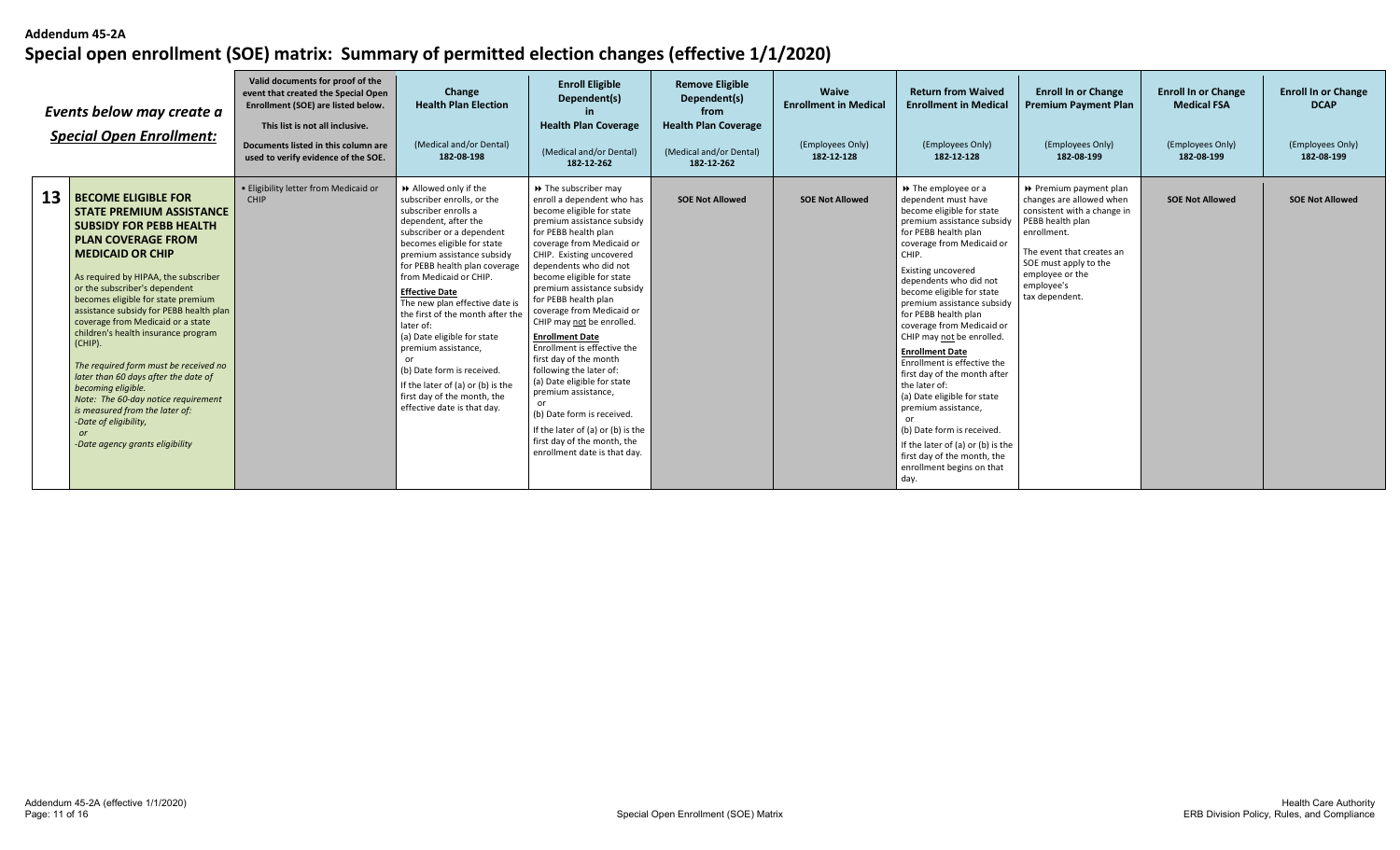**Addendum 45-2A**

# Special open enrollment (SOE) matrix: Summary of permitted election changes (effective 1/1/2020)

| | *Events below may create a* ***Special Open Enrollment:*** | **Valid documents for proof of the event that created the Special Open Enrollment (SOE) are listed below.** **This list is not all inclusive.** **Documents listed in this column are used to verify evidence of the SOE.** | **Change Health Plan Election** (Medical and/or Dental) **182-08-198** | **Enroll Eligible Dependent(s) in Health Plan Coverage** (Medical and/or Dental) **182-12-262** | **Remove Eligible Dependent(s) from Health Plan Coverage** (Medical and/or Dental) **182-12-262** | **Waive Enrollment in Medical** (Employees Only) **182-12-128** | **Return from Waived Enrollment in Medical** (Employees Only) **182-12-128** | **Enroll In or Change Premium Payment Plan** (Employees Only) **182-08-199** | **Enroll In or Change Medical FSA** (Employees Only) **182-08-199** | **Enroll In or Change DCAP** (Employees Only) **182-08-199** |
|---|---|---|---|---|---|---|---|---|---|---|
| **13** | **BECOME ELIGIBLE FOR STATE PREMIUM ASSISTANCE SUBSIDY FOR PEBB HEALTH PLAN COVERAGE FROM MEDICAID OR CHIP** As required by HIPAA, the subscriber or the subscriber's dependent becomes eligible for state premium assistance subsidy for PEBB health plan coverage from Medicaid or a state children's health insurance program (CHIP). *The required form must be received no later than 60 days after the date of becoming eligible.* *Note: The 60-day notice requirement is measured from the later of:* *-Date of eligibility,* *or* *-Date agency grants eligibility* | • Eligibility letter from Medicaid or CHIP | ⏩ Allowed only if the subscriber enrolls, or the subscriber enrolls a dependent, after the subscriber or a dependent becomes eligible for state premium assistance subsidy for PEBB health plan coverage from Medicaid or CHIP. **<u>Effective Date</u>** The new plan effective date is the first of the month after the later of: (a) Date eligible for state premium assistance, or (b) Date form is received. If the later of (a) or (b) is the first day of the month, the effective date is that day. | ⏩ The subscriber may enroll a dependent who has become eligible for state premium assistance subsidy for PEBB health plan coverage from Medicaid or CHIP. Existing uncovered dependents who did not become eligible for state premium assistance subsidy for PEBB health plan coverage from Medicaid or CHIP may <u>not</u> be enrolled. **<u>Enrollment Date</u>** Enrollment is effective the first day of the month following the later of: (a) Date eligible for state premium assistance, or (b) Date form is received. If the later of (a) or (b) is the first day of the month, the enrollment date is that day. | **SOE Not Allowed** | **SOE Not Allowed** | ⏩ The employee or a dependent must have become eligible for state premium assistance subsidy for PEBB health plan coverage from Medicaid or CHIP. Existing uncovered dependents who did not become eligible for state premium assistance subsidy for PEBB health plan coverage from Medicaid or CHIP may <u>not</u> be enrolled. **<u>Enrollment Date</u>** Enrollment is effective the first day of the month after the later of: (a) Date eligible for state premium assistance, or (b) Date form is received. If the later of (a) or (b) is the first day of the month, the enrollment begins on that day. | ⏩ Premium payment plan changes are allowed when consistent with a change in PEBB health plan enrollment. The event that creates an SOE must apply to the employee or the employee's tax dependent. | **SOE Not Allowed** | **SOE Not Allowed** |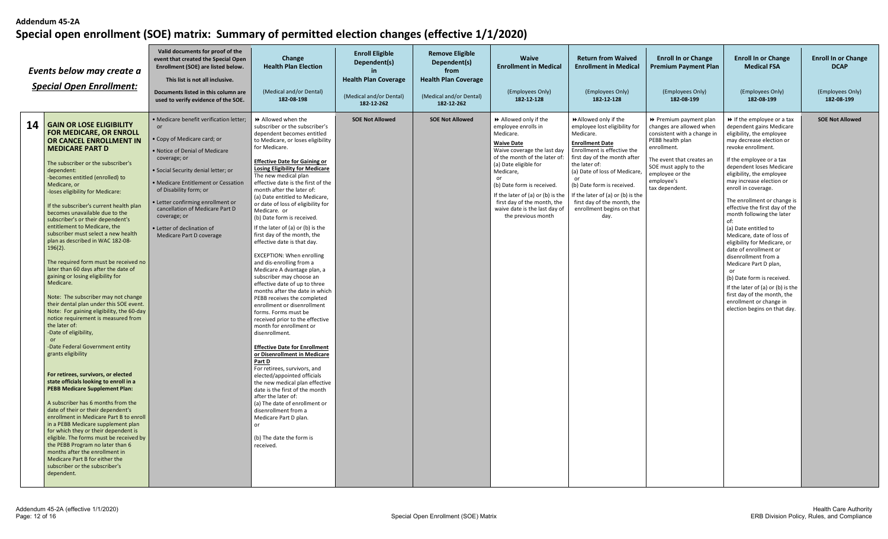**Addendum 45-2A**

# Special open enrollment (SOE) matrix: Summary of permitted election changes (effective 1/1/2020)

| | *Events below may create a Special Open Enrollment:* | Valid documents for proof of the event that created the Special Open Enrollment (SOE) are listed below. This list is not all inclusive. Documents listed in this column are used to verify evidence of the SOE. | Change Health Plan Election (Medical and/or Dental) 182-08-198 | Enroll Eligible Dependent(s) in Health Plan Coverage (Medical and/or Dental) 182-12-262 | Remove Eligible Dependent(s) from Health Plan Coverage (Medical and/or Dental) 182-12-262 | Waive Enrollment in Medical (Employees Only) 182-12-128 | Return from Waived Enrollment in Medical (Employees Only) 182-12-128 | Enroll In or Change Premium Payment Plan (Employees Only) 182-08-199 | Enroll In or Change Medical FSA (Employees Only) 182-08-199 | Enroll In or Change DCAP (Employees Only) 182-08-199 |
|---|---|---|---|---|---|---|---|---|---|---|
| **14** | **GAIN OR LOSE ELIGIBILITY FOR MEDICARE, OR ENROLL OR CANCEL ENROLLMENT IN MEDICARE PART D**<br><br>The subscriber or the subscriber's dependent:<br>-becomes entitled (enrolled) to Medicare, or<br>-loses eligibility for Medicare:<br><br>If the subscriber's current health plan becomes unavailable due to the subscriber's or their dependent's entitlement to Medicare, the subscriber must select a new health plan as described in WAC 182-08-196(2).<br><br>The required form must be received no later than 60 days after the date of gaining or losing eligibility for Medicare.<br><br>Note: The subscriber may not change their dental plan under this SOE event.<br>Note: For gaining eligibility, the 60-day notice requirement is measured from the later of:<br>-Date of eligibility,<br>or<br>-Date Federal Government entity grants eligibility<br><br>**For retirees, survivors, or elected state officials looking to enroll in a PEBB Medicare Supplement Plan:**<br><br>A subscriber has 6 months from the date of their or their dependent's enrollment in Medicare Part B to enroll in a PEBB Medicare supplement plan for which they or their dependent is eligible. The forms must be received by the PEBB Program no later than 6 months after the enrollment in Medicare Part B for either the subscriber or the subscriber's dependent. | • Medicare benefit verification letter; or<br>• Copy of Medicare card; or<br>• Notice of Denial of Medicare coverage; or<br>• Social Security denial letter; or<br>• Medicare Entitlement or Cessation of Disability form; or<br>• Letter confirming enrollment or cancellation of Medicare Part D coverage; or<br>• Letter of declination of Medicare Part D coverage | ⏩ Allowed when the subscriber or the subscriber's dependent becomes entitled to Medicare, or loses eligibility for Medicare.<br><br>**Effective Date for Gaining or Losing Eligibility for Medicare**<br>The new medical plan effective date is the first of the month after the later of:<br>(a) Date entitled to Medicare, or date of loss of eligibility for Medicare. or<br>(b) Date form is received.<br><br>If the later of (a) or (b) is the first day of the month, the effective date is that day.<br><br>EXCEPTION: When enrolling and dis-enrolling from a Medicare A dvantage plan, a subscriber may choose an effective date of up to three months after the date in which PEBB receives the completed enrollment or disenrollment forms. Forms must be received prior to the effective month for enrollment or disenrollment.<br><br>**Effective Date for Enrollment or Disenrollment in Medicare Part D**<br>For retirees, survivors, and elected/appointed officials the new medical plan effective date is the first of the month after the later of:<br>(a) The date of enrollment or disenrollment from a Medicare Part D plan.<br>or<br>(b) The date the form is received. | **SOE Not Allowed** | **SOE Not Allowed** | ⏩ Allowed only if the employee enrolls in Medicare.<br><br>**Waive Date**<br>Waive coverage the last day of the month of the later of:<br>(a) Date eligible for Medicare,<br>or<br>(b) Date form is received.<br>If the later of (a) or (b) is the first day of the month, the waive date is the last day of the previous month | ⏩Allowed only if the employee lost eligibility for Medicare.<br><br>**Enrollment Date**<br>Enrollment is effective the first day of the month after the later of:<br>(a) Date of loss of Medicare,<br>or<br>(b) Date form is received.<br>If the later of (a) or (b) is the first day of the month, the enrollment begins on that day. | ⏩ Premium payment plan changes are allowed when consistent with a change in PEBB health plan enrollment.<br><br>The event that creates an SOE must apply to the employee or the employee's tax dependent. | ⏩ If the employee or a tax dependent gains Medicare eligibility, the employee may decrease election or revoke enrollment.<br><br>If the employee or a tax dependent loses Medicare eligibility, the employee may increase election or enroll in coverage.<br><br>The enrollment or change is effective the first day of the month following the later of:<br>(a) Date entitled to Medicare, date of loss of eligibility for Medicare, or date of enrollment or disenrollment from a Medicare Part D plan,<br>or<br>(b) Date form is received.<br>If the later of (a) or (b) is the first day of the month, the enrollment or change in election begins on that day. | **SOE Not Allowed** |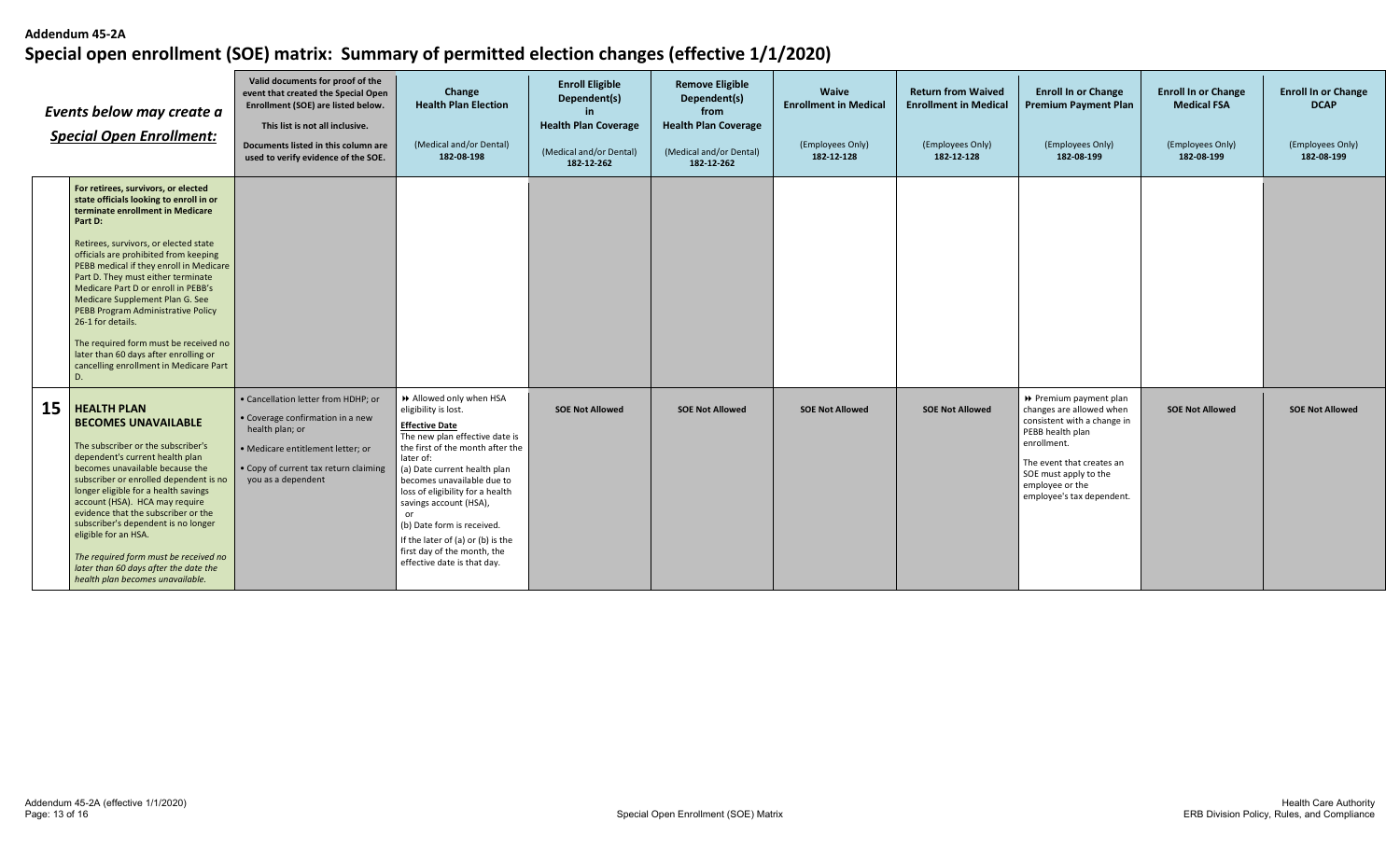**Addendum 45-2A**

# Special open enrollment (SOE) matrix: Summary of permitted election changes (effective 1/1/2020)

| | *Events below may create a Special Open Enrollment:* | Valid documents for proof of the event that created the Special Open Enrollment (SOE) are listed below. This list is not all inclusive. Documents listed in this column are used to verify evidence of the SOE. | **Change Health Plan Election** (Medical and/or Dental) 182-08-198 | **Enroll Eligible Dependent(s) in Health Plan Coverage** (Medical and/or Dental) 182-12-262 | **Remove Eligible Dependent(s) from Health Plan Coverage** (Medical and/or Dental) 182-12-262 | **Waive Enrollment in Medical** (Employees Only) 182-12-128 | **Return from Waived Enrollment in Medical** (Employees Only) 182-12-128 | **Enroll In or Change Premium Payment Plan** (Employees Only) 182-08-199 | **Enroll In or Change Medical FSA** (Employees Only) 182-08-199 | **Enroll In or Change DCAP** (Employees Only) 182-08-199 |
|---|---|---|---|---|---|---|---|---|---|---|
| | **For retirees, survivors, or elected state officials looking to enroll in or terminate enrollment in Medicare Part D:** Retirees, survivors, or elected state officials are prohibited from keeping PEBB medical if they enroll in Medicare Part D. They must either terminate Medicare Part D or enroll in PEBB's Medicare Supplement Plan G. See PEBB Program Administrative Policy 26-1 for details. The required form must be received no later than 60 days after enrolling or cancelling enrollment in Medicare Part D. | | | | | | | | | |
| **15** | **HEALTH PLAN BECOMES UNAVAILABLE** The subscriber or the subscriber's dependent's current health plan becomes unavailable because the subscriber or enrolled dependent is no longer eligible for a health savings account (HSA). HCA may require evidence that the subscriber or the subscriber's dependent is no longer eligible for an HSA. *The required form must be received no later than 60 days after the date the health plan becomes unavailable.* | • Cancellation letter from HDHP; or • Coverage confirmation in a new health plan; or • Medicare entitlement letter; or • Copy of current tax return claiming you as a dependent | ⏩ Allowed only when HSA eligibility is lost. **Effective Date** The new plan effective date is the first of the month after the later of: (a) Date current health plan becomes unavailable due to loss of eligibility for a health savings account (HSA), or (b) Date form is received. If the later of (a) or (b) is the first day of the month, the effective date is that day. | **SOE Not Allowed** | **SOE Not Allowed** | **SOE Not Allowed** | **SOE Not Allowed** | ⏩ Premium payment plan changes are allowed when consistent with a change in PEBB health plan enrollment. The event that creates an SOE must apply to the employee or the employee's tax dependent. | **SOE Not Allowed** | **SOE Not Allowed** |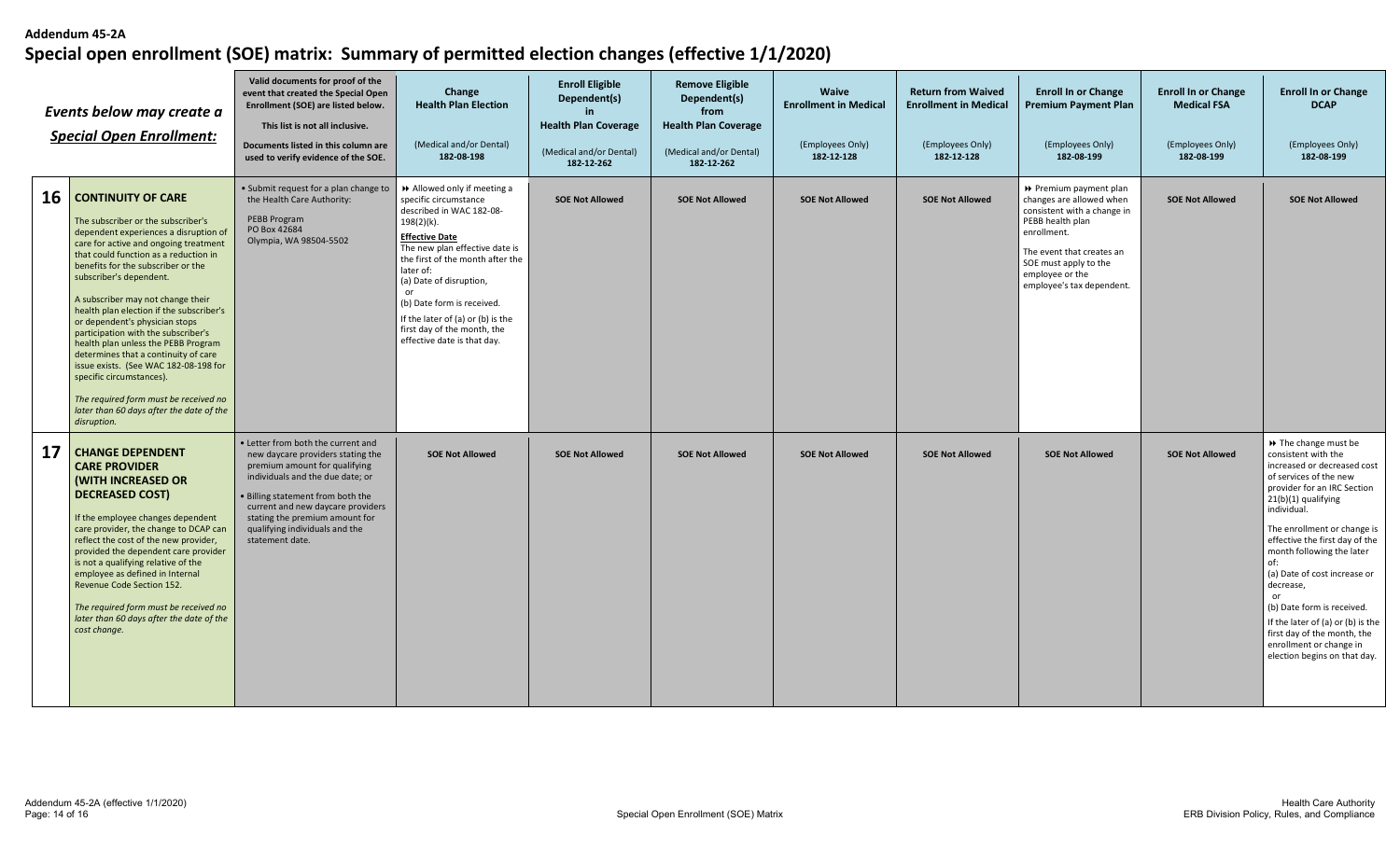**Addendum 45-2A**

# Special open enrollment (SOE) matrix: Summary of permitted election changes (effective 1/1/2020)

| | *Events below may create a Special Open Enrollment:* | Valid documents for proof of the event that created the Special Open Enrollment (SOE) are listed below. This list is not all inclusive. Documents listed in this column are used to verify evidence of the SOE. | Change Health Plan Election (Medical and/or Dental) 182-08-198 | Enroll Eligible Dependent(s) in Health Plan Coverage (Medical and/or Dental) 182-12-262 | Remove Eligible Dependent(s) from Health Plan Coverage (Medical and/or Dental) 182-12-262 | Waive Enrollment in Medical (Employees Only) 182-12-128 | Return from Waived Enrollment in Medical (Employees Only) 182-12-128 | Enroll In or Change Premium Payment Plan (Employees Only) 182-08-199 | Enroll In or Change Medical FSA (Employees Only) 182-08-199 | Enroll In or Change DCAP (Employees Only) 182-08-199 |
|---|---|---|---|---|---|---|---|---|---|---|
| **16** | **CONTINUITY OF CARE**<br><br>The subscriber or the subscriber's dependent experiences a disruption of care for active and ongoing treatment that could function as a reduction in benefits for the subscriber or the subscriber's dependent.<br><br>A subscriber may not change their health plan election if the subscriber's or dependent's physician stops participation with the subscriber's health plan unless the PEBB Program determines that a continuity of care issue exists. (See WAC 182-08-198 for specific circumstances).<br><br>*The required form must be received no later than 60 days after the date of the disruption.* | • Submit request for a plan change to the Health Care Authority:<br>PEBB Program<br>PO Box 42684<br>Olympia, WA 98504-5502 | ⏩ Allowed only if meeting a specific circumstance described in WAC 182-08-198(2)(k).<br><br>**Effective Date**<br>The new plan effective date is the first of the month after the later of:<br>(a) Date of disruption,<br>or<br>(b) Date form is received.<br>If the later of (a) or (b) is the first day of the month, the effective date is that day. | **SOE Not Allowed** | **SOE Not Allowed** | **SOE Not Allowed** | **SOE Not Allowed** | ⏩ Premium payment plan changes are allowed when consistent with a change in PEBB health plan enrollment.<br><br>The event that creates an SOE must apply to the employee or the employee's tax dependent. | **SOE Not Allowed** | **SOE Not Allowed** |
| **17** | **CHANGE DEPENDENT CARE PROVIDER (WITH INCREASED OR DECREASED COST)**<br><br>If the employee changes dependent care provider, the change to DCAP can reflect the cost of the new provider, provided the dependent care provider is not a qualifying relative of the employee as defined in Internal Revenue Code Section 152.<br><br>*The required form must be received no later than 60 days after the date of the cost change.* | • Letter from both the current and new daycare providers stating the premium amount for qualifying individuals and the due date; or<br>• Billing statement from both the current and new daycare providers stating the premium amount for qualifying individuals and the statement date. | **SOE Not Allowed** | **SOE Not Allowed** | **SOE Not Allowed** | **SOE Not Allowed** | **SOE Not Allowed** | **SOE Not Allowed** | **SOE Not Allowed** | ⏩ The change must be consistent with the increased or decreased cost of services of the new provider for an IRC Section 21(b)(1) qualifying individual.<br><br>The enrollment or change is effective the first day of the month following the later of:<br>(a) Date of cost increase or decrease,<br>or<br>(b) Date form is received.<br>If the later of (a) or (b) is the first day of the month, the enrollment or change in election begins on that day. |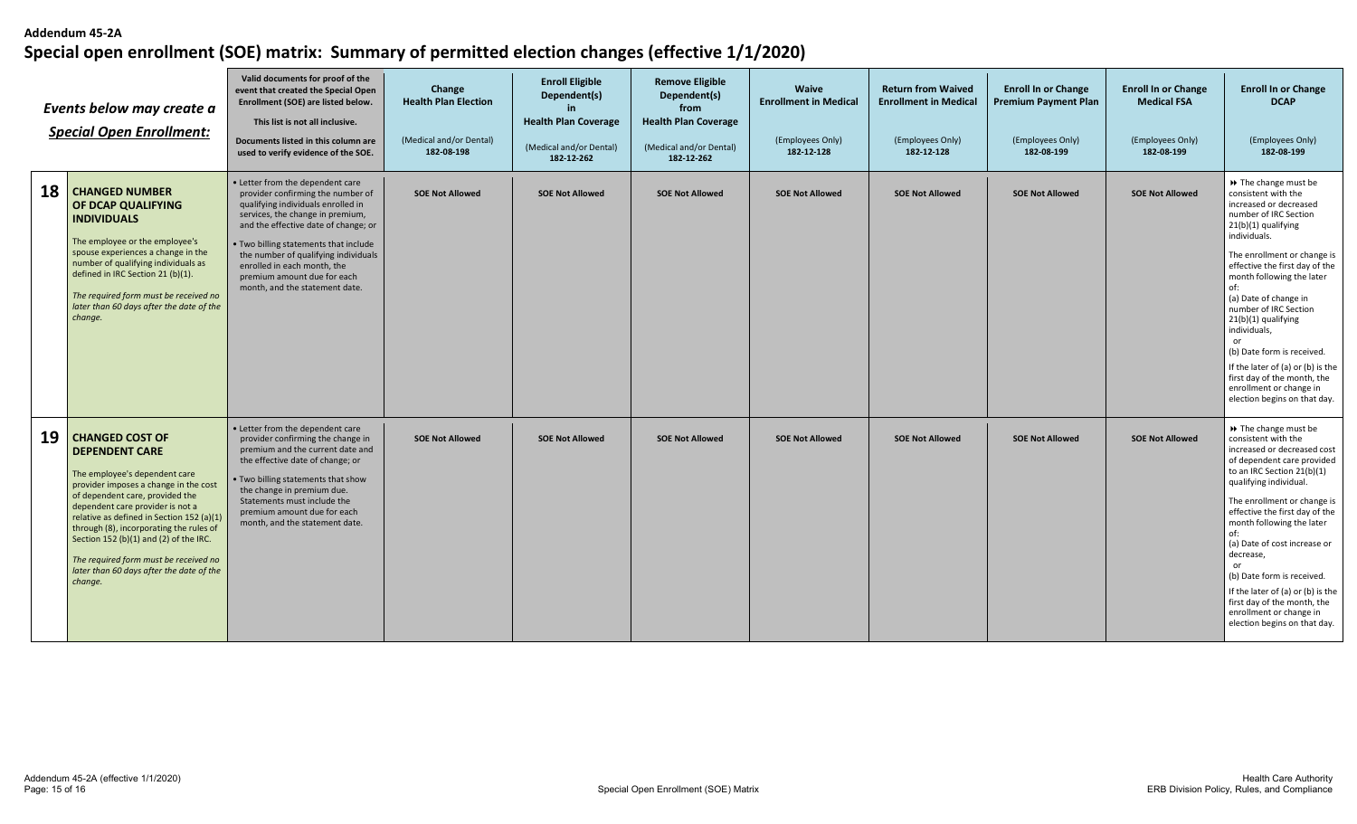**Addendum 45-2A**

# Special open enrollment (SOE) matrix: Summary of permitted election changes (effective 1/1/2020)

| | *Events below may create a* ***Special Open Enrollment:*** | **Valid documents for proof of the event that created the Special Open Enrollment (SOE) are listed below. This list is not all inclusive. Documents listed in this column are used to verify evidence of the SOE.** | **Change Health Plan Election** (Medical and/or Dental) **182-08-198** | **Enroll Eligible Dependent(s) in Health Plan Coverage** (Medical and/or Dental) **182-12-262** | **Remove Eligible Dependent(s) from Health Plan Coverage** (Medical and/or Dental) **182-12-262** | **Waive Enrollment in Medical** (Employees Only) **182-12-128** | **Return from Waived Enrollment in Medical** (Employees Only) **182-12-128** | **Enroll In or Change Premium Payment Plan** (Employees Only) **182-08-199** | **Enroll In or Change Medical FSA** (Employees Only) **182-08-199** | **Enroll In or Change DCAP** (Employees Only) **182-08-199** |
|---|---|---|---|---|---|---|---|---|---|---|
| **18** | **CHANGED NUMBER OF DCAP QUALIFYING INDIVIDUALS** The employee or the employee's spouse experiences a change in the number of qualifying individuals as defined in IRC Section 21 (b)(1). *The required form must be received no later than 60 days after the date of the change.* | • Letter from the dependent care provider confirming the number of qualifying individuals enrolled in services, the change in premium, and the effective date of change; or • Two billing statements that include the number of qualifying individuals enrolled in each month, the premium amount due for each month, and the statement date. | **SOE Not Allowed** | **SOE Not Allowed** | **SOE Not Allowed** | **SOE Not Allowed** | **SOE Not Allowed** | **SOE Not Allowed** | **SOE Not Allowed** | ⏩ The change must be consistent with the increased or decreased number of IRC Section 21(b)(1) qualifying individuals. The enrollment or change is effective the first day of the month following the later of: (a) Date of change in number of IRC Section 21(b)(1) qualifying individuals, or (b) Date form is received. If the later of (a) or (b) is the first day of the month, the enrollment or change in election begins on that day. |
| **19** | **CHANGED COST OF DEPENDENT CARE** The employee's dependent care provider imposes a change in the cost of dependent care, provided the dependent care provider is not a relative as defined in Section 152 (a)(1) through (8), incorporating the rules of Section 152 (b)(1) and (2) of the IRC. *The required form must be received no later than 60 days after the date of the change.* | • Letter from the dependent care provider confirming the change in premium and the current date and the effective date of change; or • Two billing statements that show the change in premium due. Statements must include the premium amount due for each month, and the statement date. | **SOE Not Allowed** | **SOE Not Allowed** | **SOE Not Allowed** | **SOE Not Allowed** | **SOE Not Allowed** | **SOE Not Allowed** | **SOE Not Allowed** | ⏩ The change must be consistent with the increased or decreased cost of dependent care provided to an IRC Section 21(b)(1) qualifying individual. The enrollment or change is effective the first day of the month following the later of: (a) Date of cost increase or decrease, or (b) Date form is received. If the later of (a) or (b) is the first day of the month, the enrollment or change in election begins on that day. |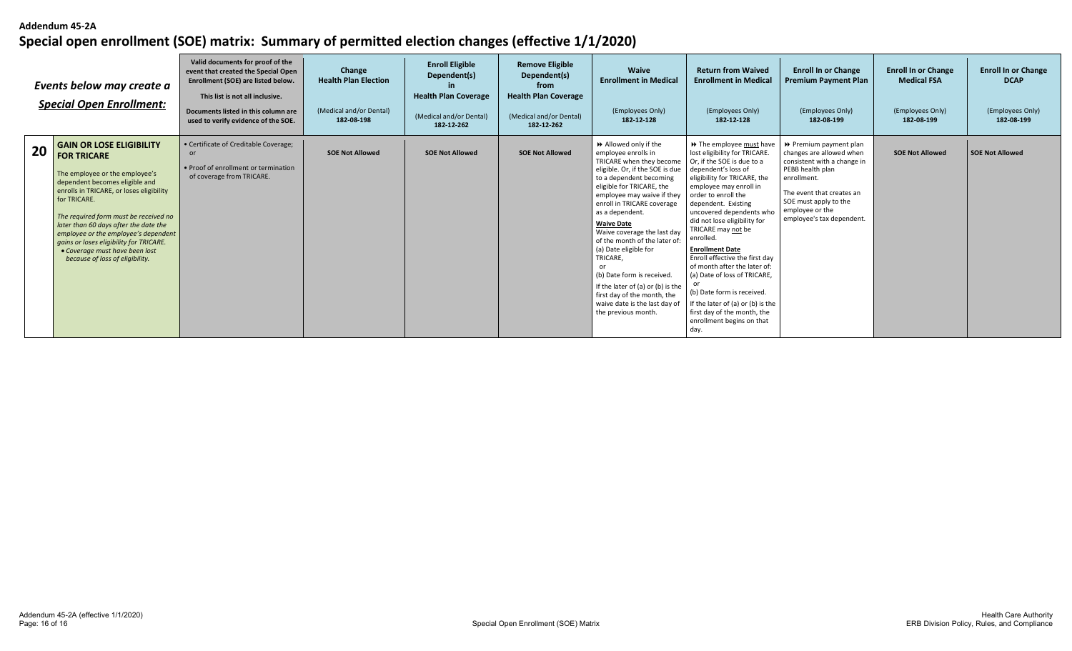**Addendum 45-2A**

# Special open enrollment (SOE) matrix: Summary of permitted election changes (effective 1/1/2020)

| | *Events below may create a* ***Special Open Enrollment:*** | **Valid documents for proof of the event that created the Special Open Enrollment (SOE) are listed below.** **This list is not all inclusive.** **Documents listed in this column are used to verify evidence of the SOE.** | **Change Health Plan Election** (Medical and/or Dental) **182-08-198** | **Enroll Eligible Dependent(s) in Health Plan Coverage** (Medical and/or Dental) **182-12-262** | **Remove Eligible Dependent(s) from Health Plan Coverage** (Medical and/or Dental) **182-12-262** | **Waive Enrollment in Medical** (Employees Only) **182-12-128** | **Return from Waived Enrollment in Medical** (Employees Only) **182-12-128** | **Enroll In or Change Premium Payment Plan** (Employees Only) **182-08-199** | **Enroll In or Change Medical FSA** (Employees Only) **182-08-199** | **Enroll In or Change DCAP** (Employees Only) **182-08-199** |
|---|---|---|---|---|---|---|---|---|---|---|
| **20** | **GAIN OR LOSE ELIGIBILITY FOR TRICARE** The employee or the employee's dependent becomes eligible and enrolls in TRICARE, or loses eligibility for TRICARE. *The required form must be received no later than 60 days after the date the employee or the employee's dependent gains or loses eligibility for TRICARE.* • *Coverage must have been lost because of loss of eligibility.* | • Certificate of Creditable Coverage; or • Proof of enrollment or termination of coverage from TRICARE. | **SOE Not Allowed** | **SOE Not Allowed** | **SOE Not Allowed** | ⏩ Allowed only if the employee enrolls in TRICARE when they become eligible. Or, if the SOE is due to a dependent becoming eligible for TRICARE, the employee may waive if they enroll in TRICARE coverage as a dependent. **Waive Date** Waive coverage the last day of the month of the later of: (a) Date eligible for TRICARE, or (b) Date form is received. If the later of (a) or (b) is the first day of the month, the waive date is the last day of the previous month. | ⏩ The employee must have lost eligibility for TRICARE. Or, if the SOE is due to a dependent's loss of eligibility for TRICARE, the employee may enroll in order to enroll the dependent. Existing uncovered dependents who did not lose eligibility for TRICARE may not be enrolled. **Enrollment Date** Enroll effective the first day of month after the later of: (a) Date of loss of TRICARE, or (b) Date form is received. If the later of (a) or (b) is the first day of the month, the enrollment begins on that day. | ⏩ Premium payment plan changes are allowed when consistent with a change in PEBB health plan enrollment. The event that creates an SOE must apply to the employee or the employee's tax dependent. | **SOE Not Allowed** | **SOE Not Allowed** |